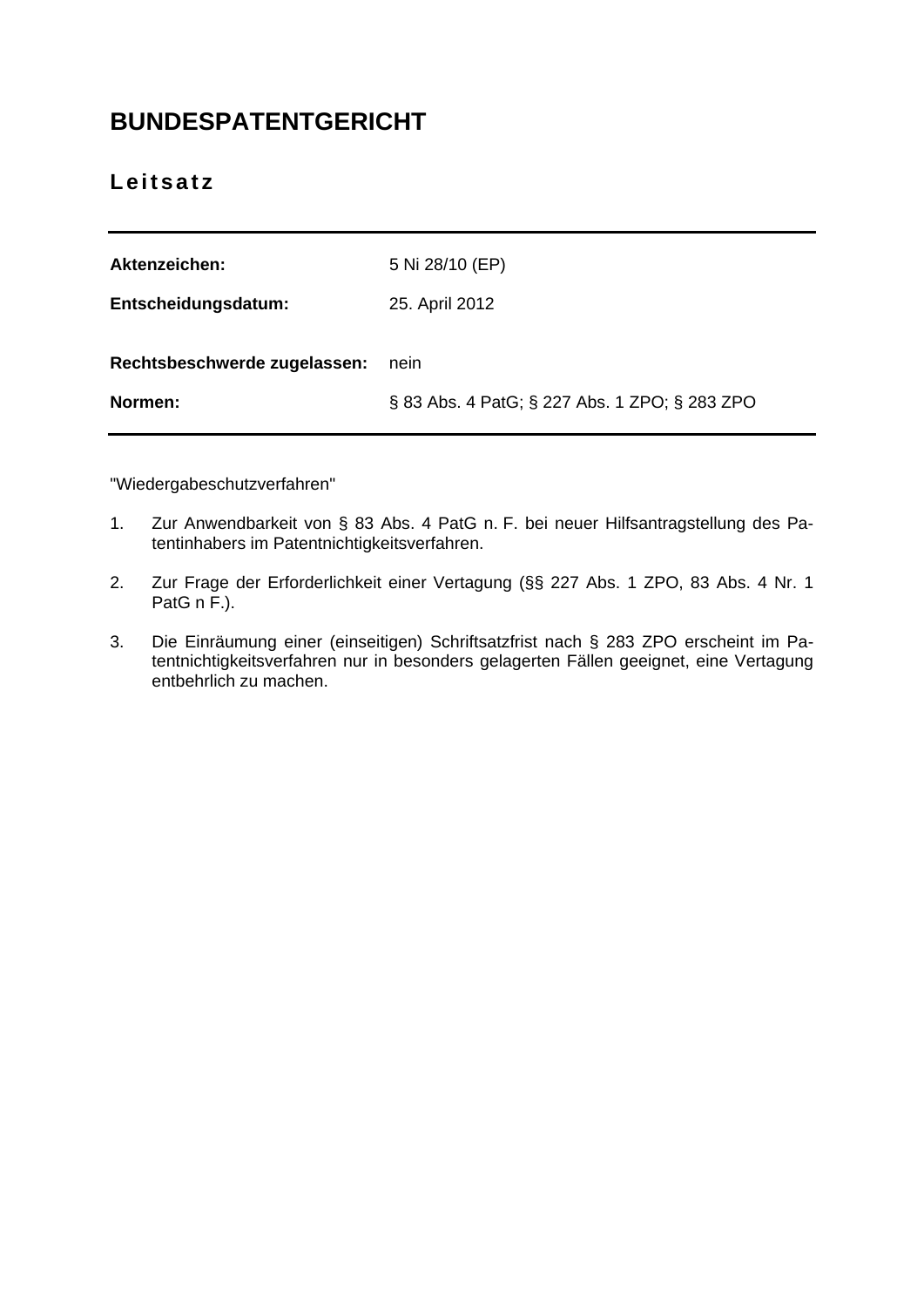# BUNDESPATENTGERICHT

## Leitsatz

| | |
|---|---|
| **Aktenzeichen:** | 5 Ni 28/10 (EP) |
| **Entscheidungsdatum:** | 25. April 2012 |
| **Rechtsbeschwerde zugelassen:** | nein |
| **Normen:** | § 83 Abs. 4 PatG; § 227 Abs. 1 ZPO; § 283 ZPO |

"Wiedergabeschutzverfahren"

1. Zur Anwendbarkeit von § 83 Abs. 4 PatG n. F. bei neuer Hilfsantragstellung des Patentinhabers im Patentnichtigkeitsverfahren.

2. Zur Frage der Erforderlichkeit einer Vertagung (§§ 227 Abs. 1 ZPO, 83 Abs. 4 Nr. 1 PatG n F.).

3. Die Einräumung einer (einseitigen) Schriftsatzfrist nach § 283 ZPO erscheint im Patentnichtigkeitsverfahren nur in besonders gelagerten Fällen geeignet, eine Vertagung entbehrlich zu machen.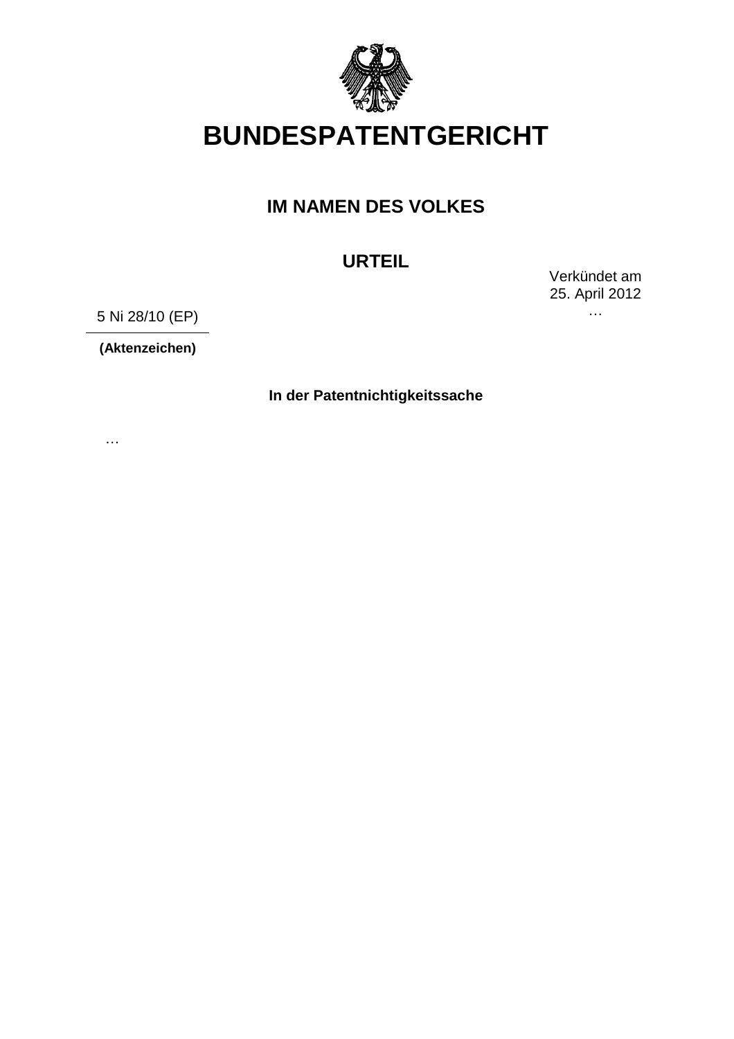# BUNDESPATENTGERICHT

## IM NAMEN DES VOLKES

## URTEIL

Verkündet am
25. April 2012
…

5 Ni 28/10 (EP)

**(Aktenzeichen)**

**In der Patentnichtigkeitssache**

…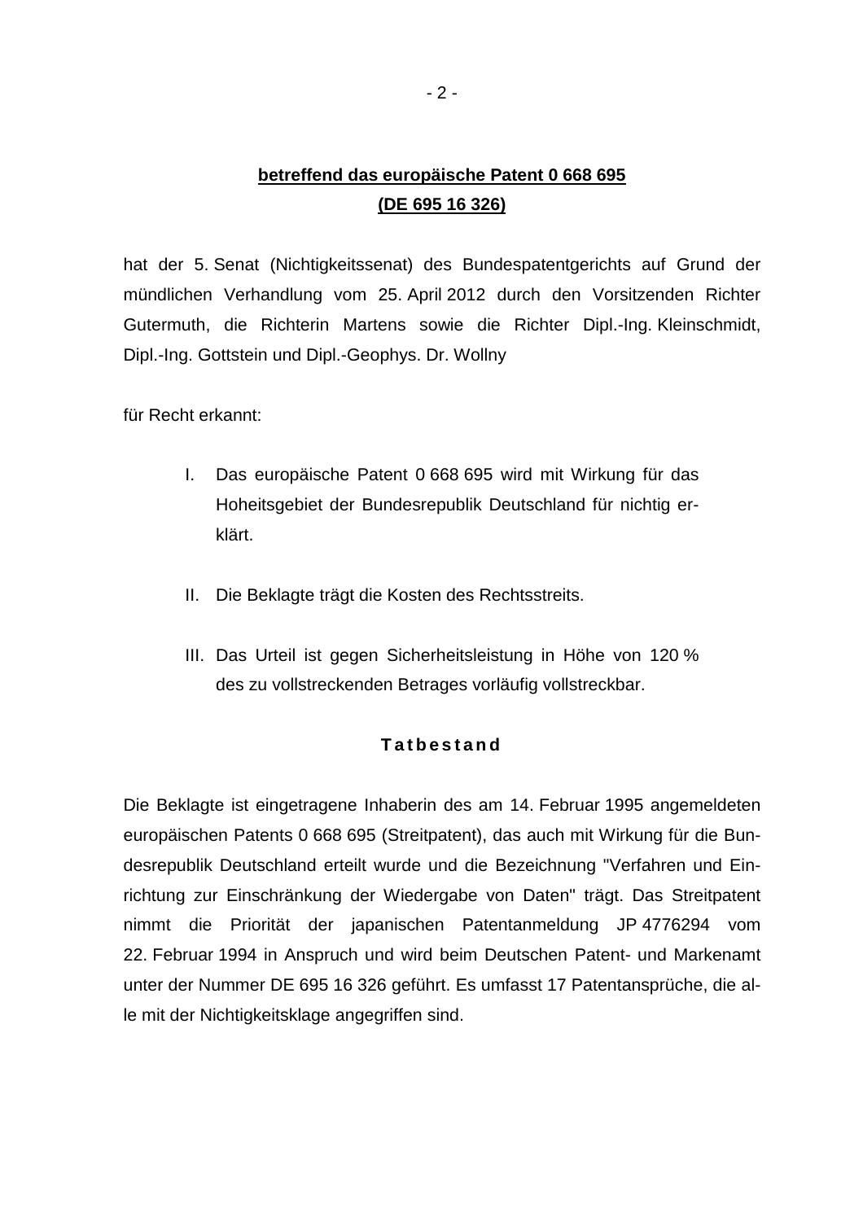**betreffend das europäische Patent 0 668 695**
**(DE 695 16 326)**

hat der 5. Senat (Nichtigkeitssenat) des Bundespatentgerichts auf Grund der mündlichen Verhandlung vom 25. April 2012 durch den Vorsitzenden Richter Gutermuth, die Richterin Martens sowie die Richter Dipl.-Ing. Kleinschmidt, Dipl.-Ing. Gottstein und Dipl.-Geophys. Dr. Wollny

für Recht erkannt:

I. Das europäische Patent 0 668 695 wird mit Wirkung für das Hoheitsgebiet der Bundesrepublik Deutschland für nichtig erklärt.

II. Die Beklagte trägt die Kosten des Rechtsstreits.

III. Das Urteil ist gegen Sicherheitsleistung in Höhe von 120 % des zu vollstreckenden Betrages vorläufig vollstreckbar.

## Tatbestand

Die Beklagte ist eingetragene Inhaberin des am 14. Februar 1995 angemeldeten europäischen Patents 0 668 695 (Streitpatent), das auch mit Wirkung für die Bundesrepublik Deutschland erteilt wurde und die Bezeichnung "Verfahren und Einrichtung zur Einschränkung der Wiedergabe von Daten" trägt. Das Streitpatent nimmt die Priorität der japanischen Patentanmeldung JP 4776294 vom 22. Februar 1994 in Anspruch und wird beim Deutschen Patent- und Markenamt unter der Nummer DE 695 16 326 geführt. Es umfasst 17 Patentansprüche, die alle mit der Nichtigkeitsklage angegriffen sind.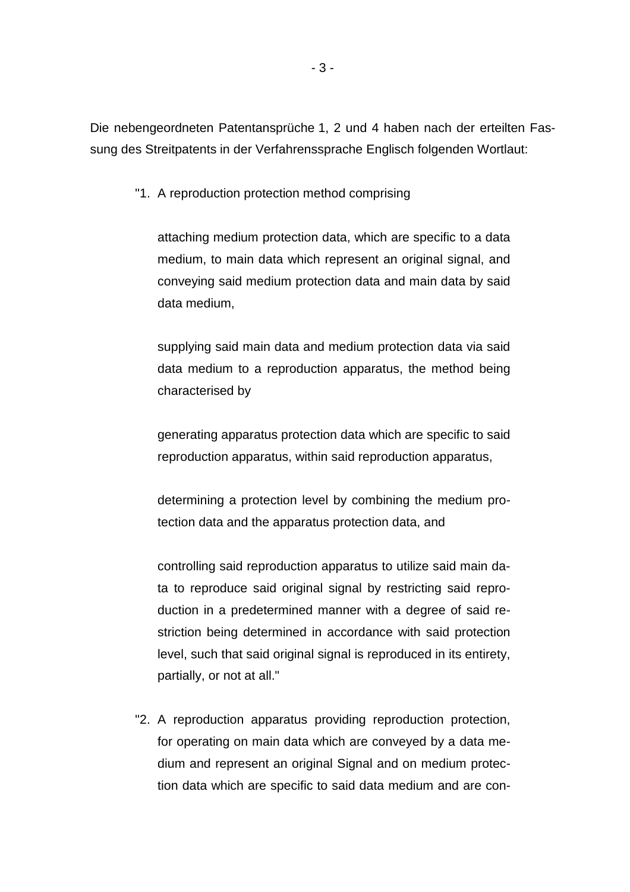Die nebengeordneten Patentansprüche 1, 2 und 4 haben nach der erteilten Fassung des Streitpatents in der Verfahrenssprache Englisch folgenden Wortlaut:

"1. A reproduction protection method comprising

attaching medium protection data, which are specific to a data medium, to main data which represent an original signal, and conveying said medium protection data and main data by said data medium,

supplying said main data and medium protection data via said data medium to a reproduction apparatus, the method being characterised by

generating apparatus protection data which are specific to said reproduction apparatus, within said reproduction apparatus,

determining a protection level by combining the medium protection data and the apparatus protection data, and

controlling said reproduction apparatus to utilize said main data to reproduce said original signal by restricting said reproduction in a predetermined manner with a degree of said restriction being determined in accordance with said protection level, such that said original signal is reproduced in its entirety, partially, or not at all."

"2. A reproduction apparatus providing reproduction protection, for operating on main data which are conveyed by a data medium and represent an original Signal and on medium protection data which are specific to said data medium and are con-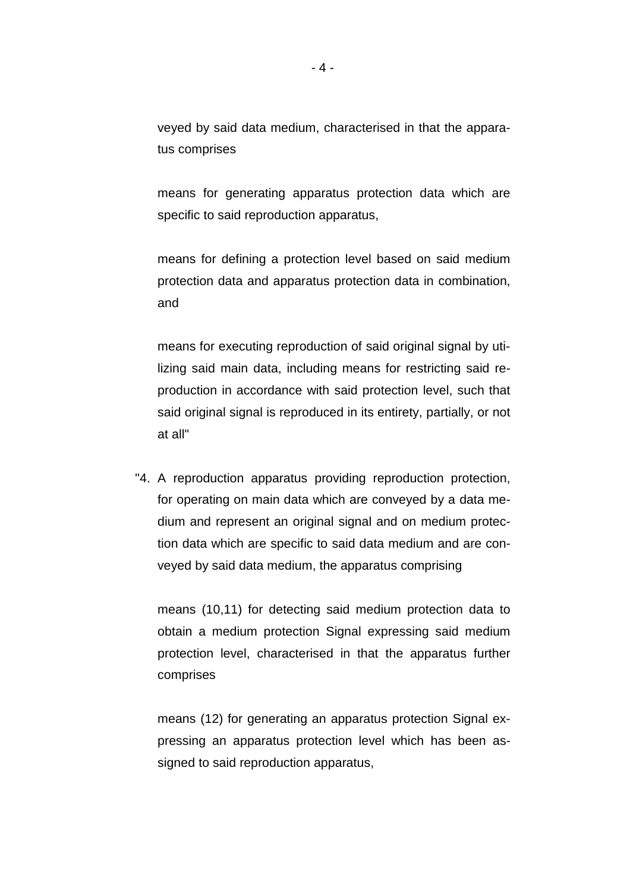veyed by said data medium, characterised in that the apparatus comprises

means for generating apparatus protection data which are specific to said reproduction apparatus,

means for defining a protection level based on said medium protection data and apparatus protection data in combination, and

means for executing reproduction of said original signal by utilizing said main data, including means for restricting said reproduction in accordance with said protection level, such that said original signal is reproduced in its entirety, partially, or not at all"

"4. A reproduction apparatus providing reproduction protection, for operating on main data which are conveyed by a data medium and represent an original signal and on medium protection data which are specific to said data medium and are conveyed by said data medium, the apparatus comprising

means (10,11) for detecting said medium protection data to obtain a medium protection Signal expressing said medium protection level, characterised in that the apparatus further comprises

means (12) for generating an apparatus protection Signal expressing an apparatus protection level which has been assigned to said reproduction apparatus,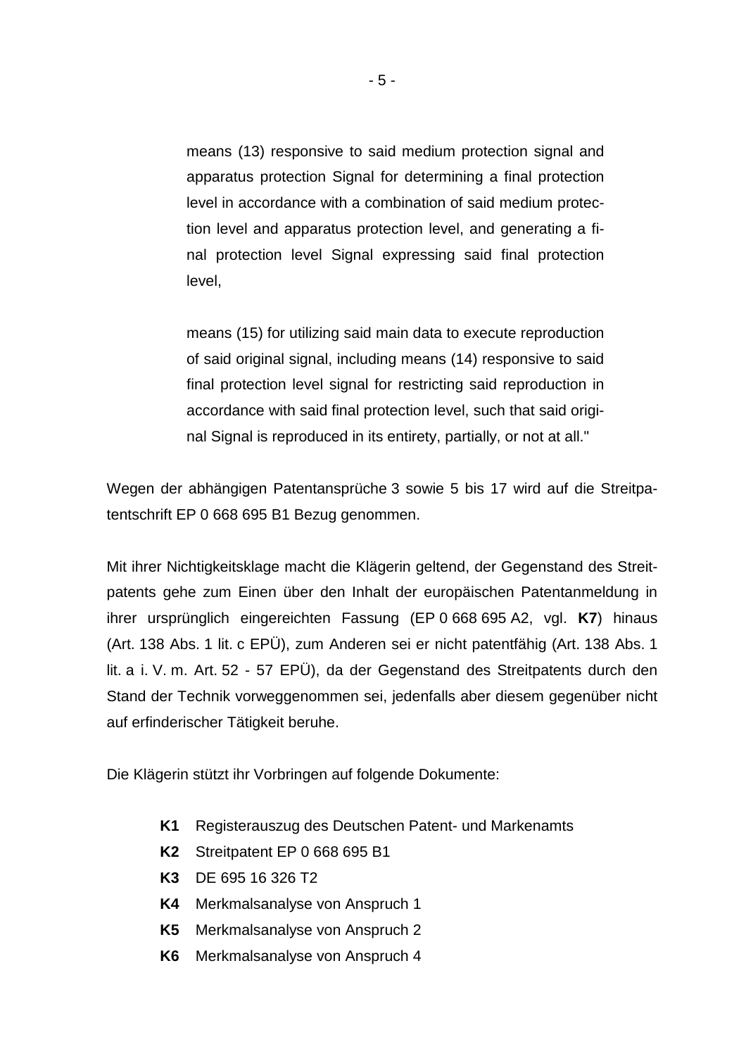means (13) responsive to said medium protection signal and apparatus protection Signal for determining a final protection level in accordance with a combination of said medium protection level and apparatus protection level, and generating a final protection level Signal expressing said final protection level,

means (15) for utilizing said main data to execute reproduction of said original signal, including means (14) responsive to said final protection level signal for restricting said reproduction in accordance with said final protection level, such that said original Signal is reproduced in its entirety, partially, or not at all."

Wegen der abhängigen Patentansprüche 3 sowie 5 bis 17 wird auf die Streitpatentschrift EP 0 668 695 B1 Bezug genommen.

Mit ihrer Nichtigkeitsklage macht die Klägerin geltend, der Gegenstand des Streitpatents gehe zum Einen über den Inhalt der europäischen Patentanmeldung in ihrer ursprünglich eingereichten Fassung (EP 0 668 695 A2, vgl. **K7**) hinaus (Art. 138 Abs. 1 lit. c EPÜ), zum Anderen sei er nicht patentfähig (Art. 138 Abs. 1 lit. a i. V. m. Art. 52 - 57 EPÜ), da der Gegenstand des Streitpatents durch den Stand der Technik vorweggenommen sei, jedenfalls aber diesem gegenüber nicht auf erfinderischer Tätigkeit beruhe.

Die Klägerin stützt ihr Vorbringen auf folgende Dokumente:

**K1** Registerauszug des Deutschen Patent- und Markenamts
**K2** Streitpatent EP 0 668 695 B1
**K3** DE 695 16 326 T2
**K4** Merkmalsanalyse von Anspruch 1
**K5** Merkmalsanalyse von Anspruch 2
**K6** Merkmalsanalyse von Anspruch 4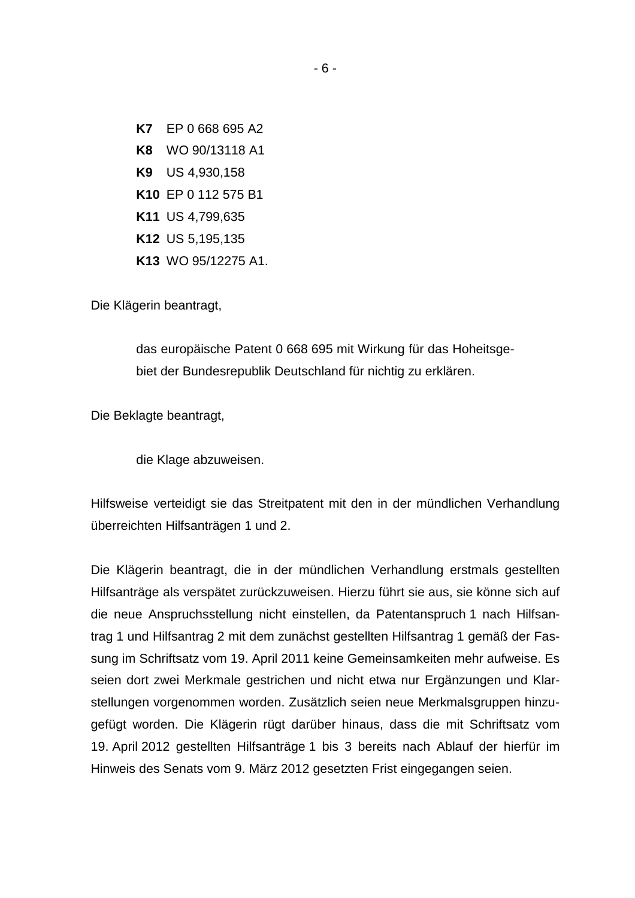**K7** EP 0 668 695 A2
**K8** WO 90/13118 A1
**K9** US 4,930,158
**K10** EP 0 112 575 B1
**K11** US 4,799,635
**K12** US 5,195,135
**K13** WO 95/12275 A1.

Die Klägerin beantragt,

> das europäische Patent 0 668 695 mit Wirkung für das Hoheitsgebiet der Bundesrepublik Deutschland für nichtig zu erklären.

Die Beklagte beantragt,

> die Klage abzuweisen.

Hilfsweise verteidigt sie das Streitpatent mit den in der mündlichen Verhandlung überreichten Hilfsanträgen 1 und 2.

Die Klägerin beantragt, die in der mündlichen Verhandlung erstmals gestellten Hilfsanträge als verspätet zurückzuweisen. Hierzu führt sie aus, sie könne sich auf die neue Anspruchsstellung nicht einstellen, da Patentanspruch 1 nach Hilfsantrag 1 und Hilfsantrag 2 mit dem zunächst gestellten Hilfsantrag 1 gemäß der Fassung im Schriftsatz vom 19. April 2011 keine Gemeinsamkeiten mehr aufweise. Es seien dort zwei Merkmale gestrichen und nicht etwa nur Ergänzungen und Klarstellungen vorgenommen worden. Zusätzlich seien neue Merkmalsgruppen hinzugefügt worden. Die Klägerin rügt darüber hinaus, dass die mit Schriftsatz vom 19. April 2012 gestellten Hilfsanträge 1 bis 3 bereits nach Ablauf der hierfür im Hinweis des Senats vom 9. März 2012 gesetzten Frist eingegangen seien.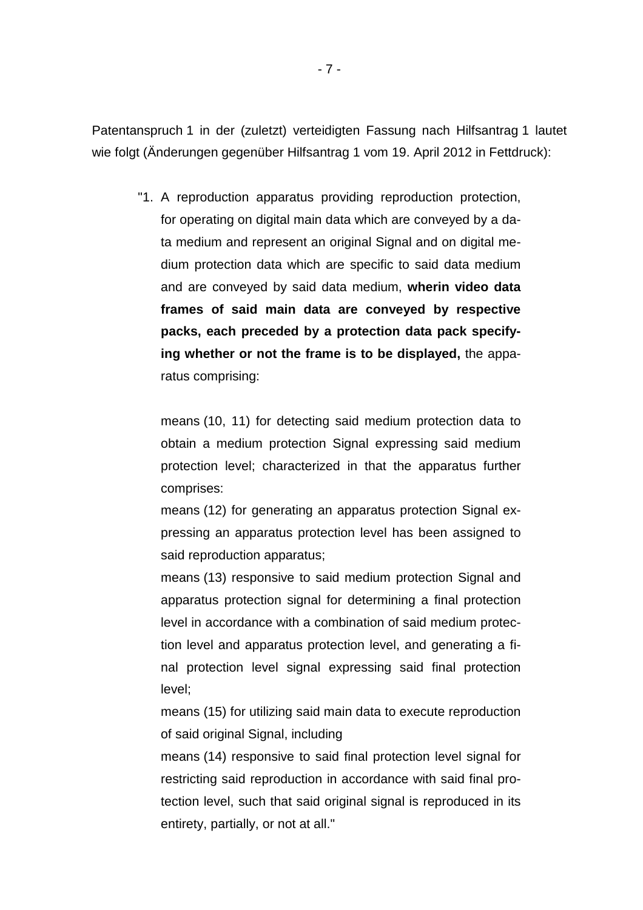Patentanspruch 1 in der (zuletzt) verteidigten Fassung nach Hilfsantrag 1 lautet wie folgt (Änderungen gegenüber Hilfsantrag 1 vom 19. April 2012 in Fettdruck):

> "1. A reproduction apparatus providing reproduction protection, for operating on digital main data which are conveyed by a data medium and represent an original Signal and on digital medium protection data which are specific to said data medium and are conveyed by said data medium, **wherin video data frames of said main data are conveyed by respective packs, each preceded by a protection data pack specifying whether or not the frame is to be displayed,** the apparatus comprising:
>
> means (10, 11) for detecting said medium protection data to obtain a medium protection Signal expressing said medium protection level; characterized in that the apparatus further comprises:
>
> means (12) for generating an apparatus protection Signal expressing an apparatus protection level has been assigned to said reproduction apparatus;
>
> means (13) responsive to said medium protection Signal and apparatus protection signal for determining a final protection level in accordance with a combination of said medium protection level and apparatus protection level, and generating a final protection level signal expressing said final protection level;
>
> means (15) for utilizing said main data to execute reproduction of said original Signal, including
>
> means (14) responsive to said final protection level signal for restricting said reproduction in accordance with said final protection level, such that said original signal is reproduced in its entirety, partially, or not at all."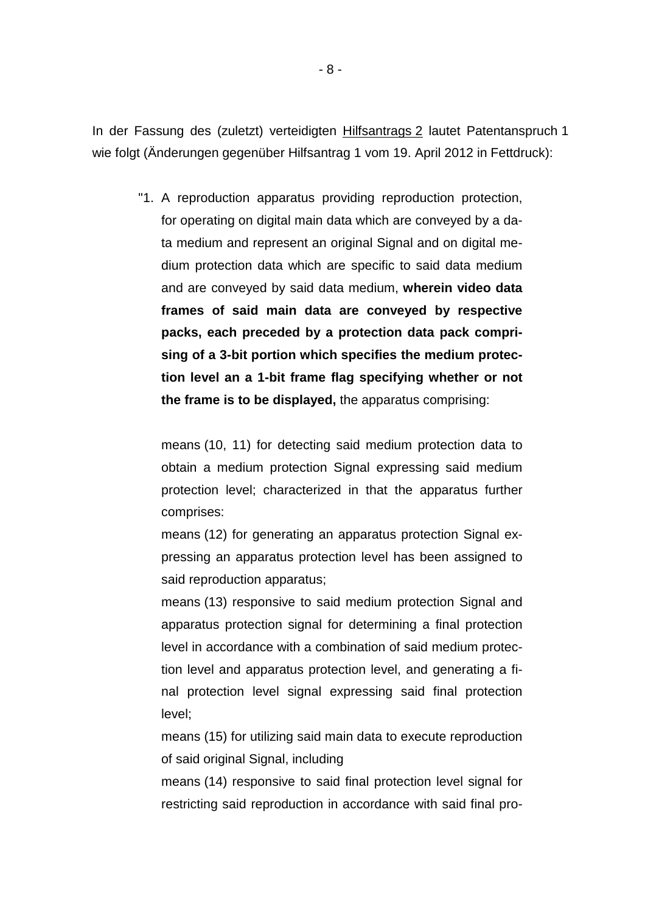In der Fassung des (zuletzt) verteidigten Hilfsantrags 2 lautet Patentanspruch 1 wie folgt (Änderungen gegenüber Hilfsantrag 1 vom 19. April 2012 in Fettdruck):

> "1. A reproduction apparatus providing reproduction protection, for operating on digital main data which are conveyed by a data medium and represent an original Signal and on digital medium protection data which are specific to said data medium and are conveyed by said data medium, **wherein video data frames of said main data are conveyed by respective packs, each preceded by a protection data pack comprising of a 3-bit portion which specifies the medium protection level an a 1-bit frame flag specifying whether or not the frame is to be displayed,** the apparatus comprising:
>
> means (10, 11) for detecting said medium protection data to obtain a medium protection Signal expressing said medium protection level; characterized in that the apparatus further comprises:
>
> means (12) for generating an apparatus protection Signal expressing an apparatus protection level has been assigned to said reproduction apparatus;
>
> means (13) responsive to said medium protection Signal and apparatus protection signal for determining a final protection level in accordance with a combination of said medium protection level and apparatus protection level, and generating a final protection level signal expressing said final protection level;
>
> means (15) for utilizing said main data to execute reproduction of said original Signal, including
>
> means (14) responsive to said final protection level signal for restricting said reproduction in accordance with said final pro-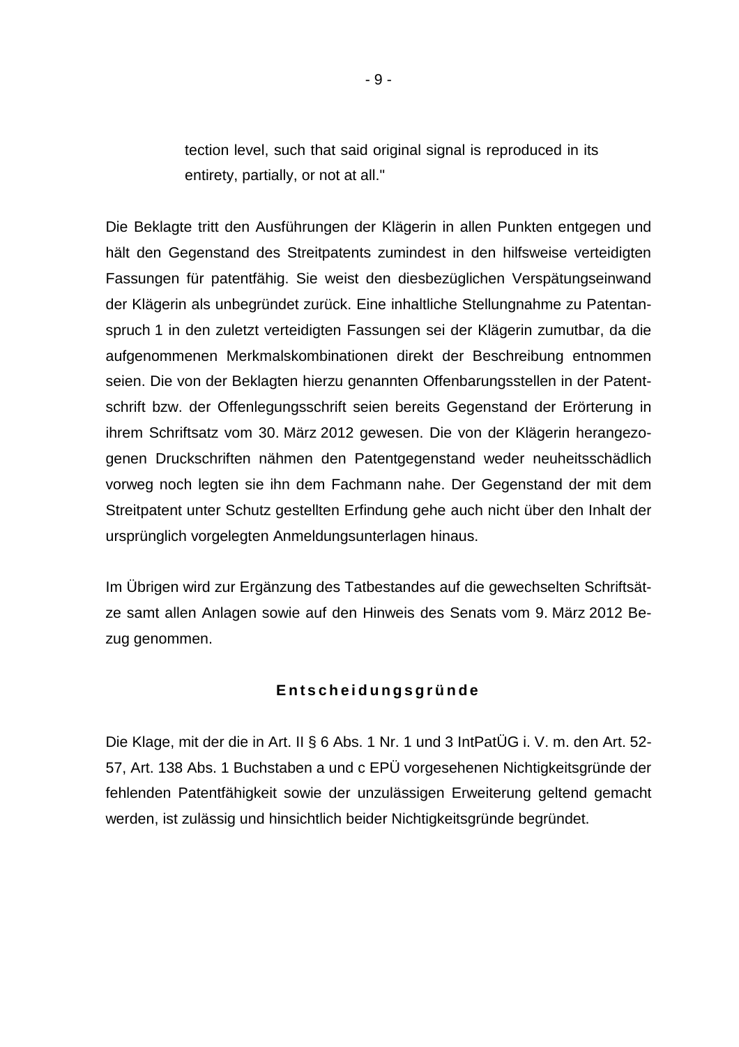tection level, such that said original signal is reproduced in its entirety, partially, or not at all."

Die Beklagte tritt den Ausführungen der Klägerin in allen Punkten entgegen und hält den Gegenstand des Streitpatents zumindest in den hilfsweise verteidigten Fassungen für patentfähig. Sie weist den diesbezüglichen Verspätungseinwand der Klägerin als unbegründet zurück. Eine inhaltliche Stellungnahme zu Patentanspruch 1 in den zuletzt verteidigten Fassungen sei der Klägerin zumutbar, da die aufgenommenen Merkmalskombinationen direkt der Beschreibung entnommen seien. Die von der Beklagten hierzu genannten Offenbarungsstellen in der Patentschrift bzw. der Offenlegungsschrift seien bereits Gegenstand der Erörterung in ihrem Schriftsatz vom 30. März 2012 gewesen. Die von der Klägerin herangezogenen Druckschriften nähmen den Patentgegenstand weder neuheitsschädlich vorweg noch legten sie ihn dem Fachmann nahe. Der Gegenstand der mit dem Streitpatent unter Schutz gestellten Erfindung gehe auch nicht über den Inhalt der ursprünglich vorgelegten Anmeldungsunterlagen hinaus.

Im Übrigen wird zur Ergänzung des Tatbestandes auf die gewechselten Schriftsätze samt allen Anlagen sowie auf den Hinweis des Senats vom 9. März 2012 Bezug genommen.

## Entscheidungsgründe

Die Klage, mit der die in Art. II § 6 Abs. 1 Nr. 1 und 3 IntPatÜG i. V. m. den Art. 52-57, Art. 138 Abs. 1 Buchstaben a und c EPÜ vorgesehenen Nichtigkeitsgründe der fehlenden Patentfähigkeit sowie der unzulässigen Erweiterung geltend gemacht werden, ist zulässig und hinsichtlich beider Nichtigkeitsgründe begründet.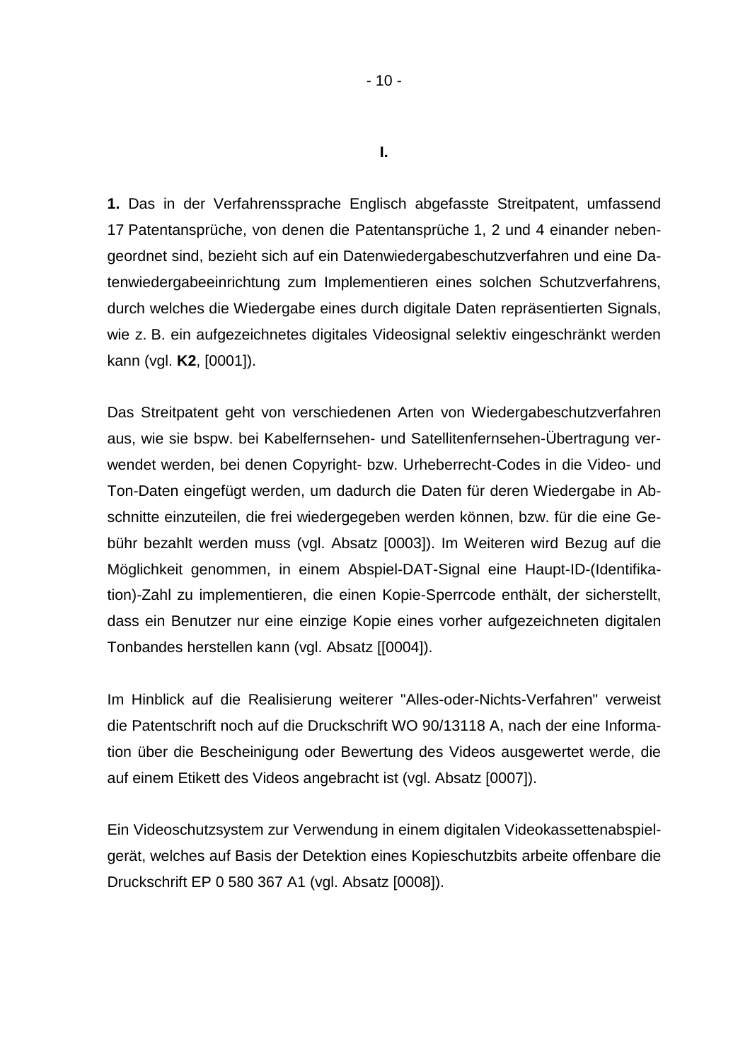**I.**

**1.** Das in der Verfahrenssprache Englisch abgefasste Streitpatent, umfassend 17 Patentansprüche, von denen die Patentansprüche 1, 2 und 4 einander nebengeordnet sind, bezieht sich auf ein Datenwiedergabeschutzverfahren und eine Datenwiedergabeeinrichtung zum Implementieren eines solchen Schutzverfahrens, durch welches die Wiedergabe eines durch digitale Daten repräsentierten Signals, wie z. B. ein aufgezeichnetes digitales Videosignal selektiv eingeschränkt werden kann (vgl. **K2**, [0001]).

Das Streitpatent geht von verschiedenen Arten von Wiedergabeschutzverfahren aus, wie sie bspw. bei Kabelfernsehen- und Satellitenfernsehen-Übertragung verwendet werden, bei denen Copyright- bzw. Urheberrecht-Codes in die Video- und Ton-Daten eingefügt werden, um dadurch die Daten für deren Wiedergabe in Abschnitte einzuteilen, die frei wiedergegeben werden können, bzw. für die eine Gebühr bezahlt werden muss (vgl. Absatz [0003]). Im Weiteren wird Bezug auf die Möglichkeit genommen, in einem Abspiel-DAT-Signal eine Haupt-ID-(Identifikation)-Zahl zu implementieren, die einen Kopie-Sperrcode enthält, der sicherstellt, dass ein Benutzer nur eine einzige Kopie eines vorher aufgezeichneten digitalen Tonbandes herstellen kann (vgl. Absatz [[0004]).

Im Hinblick auf die Realisierung weiterer "Alles-oder-Nichts-Verfahren" verweist die Patentschrift noch auf die Druckschrift WO 90/13118 A, nach der eine Information über die Bescheinigung oder Bewertung des Videos ausgewertet werde, die auf einem Etikett des Videos angebracht ist (vgl. Absatz [0007]).

Ein Videoschutzsystem zur Verwendung in einem digitalen Videokassettenabspielgerät, welches auf Basis der Detektion eines Kopieschutzbits arbeite offenbare die Druckschrift EP 0 580 367 A1 (vgl. Absatz [0008]).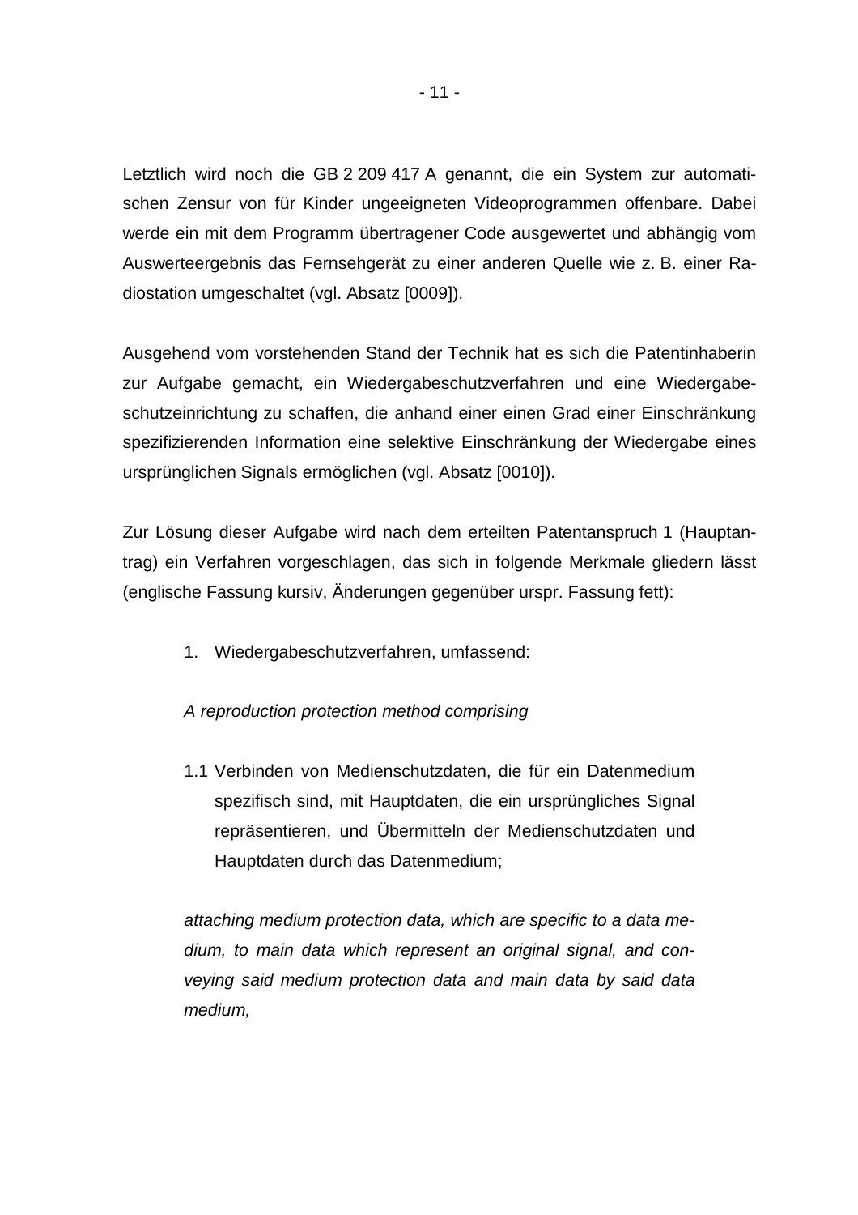Letztlich wird noch die GB 2 209 417 A genannt, die ein System zur automatischen Zensur von für Kinder ungeeigneten Videoprogrammen offenbare. Dabei werde ein mit dem Programm übertragener Code ausgewertet und abhängig vom Auswerteergebnis das Fernsehgerät zu einer anderen Quelle wie z. B. einer Radiostation umgeschaltet (vgl. Absatz [0009]).

Ausgehend vom vorstehenden Stand der Technik hat es sich die Patentinhaberin zur Aufgabe gemacht, ein Wiedergabeschutzverfahren und eine Wiedergabeschutzeinrichtung zu schaffen, die anhand einer einen Grad einer Einschränkung spezifizierenden Information eine selektive Einschränkung der Wiedergabe eines ursprünglichen Signals ermöglichen (vgl. Absatz [0010]).

Zur Lösung dieser Aufgabe wird nach dem erteilten Patentanspruch 1 (Hauptantrag) ein Verfahren vorgeschlagen, das sich in folgende Merkmale gliedern lässt (englische Fassung kursiv, Änderungen gegenüber urspr. Fassung fett):

1. Wiedergabeschutzverfahren, umfassend:

*A reproduction protection method comprising*

1.1 Verbinden von Medienschutzdaten, die für ein Datenmedium spezifisch sind, mit Hauptdaten, die ein ursprüngliches Signal repräsentieren, und Übermitteln der Medienschutzdaten und Hauptdaten durch das Datenmedium;

*attaching medium protection data, which are specific to a data medium, to main data which represent an original signal, and conveying said medium protection data and main data by said data medium,*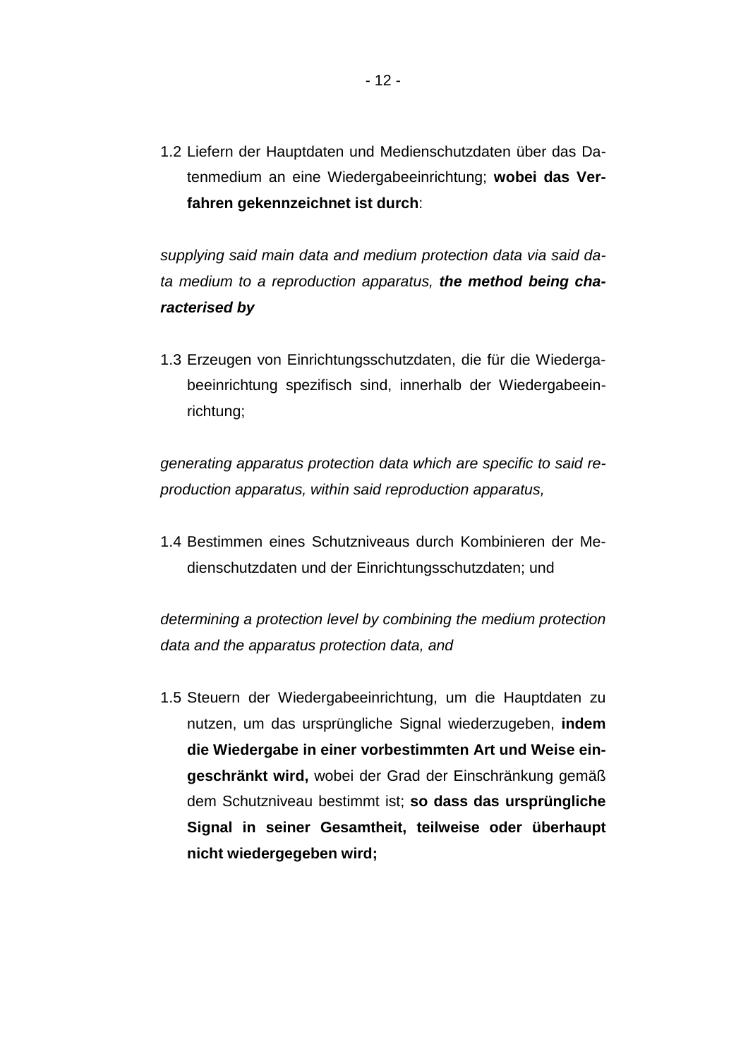1.2 Liefern der Hauptdaten und Medienschutzdaten über das Datenmedium an eine Wiedergabeeinrichtung; **wobei das Verfahren gekennzeichnet ist durch**:

*supplying said main data and medium protection data via said data medium to a reproduction apparatus, **the method being characterised by***

1.3 Erzeugen von Einrichtungsschutzdaten, die für die Wiedergabeeinrichtung spezifisch sind, innerhalb der Wiedergabeeinrichtung;

*generating apparatus protection data which are specific to said reproduction apparatus, within said reproduction apparatus,*

1.4 Bestimmen eines Schutzniveaus durch Kombinieren der Medienschutzdaten und der Einrichtungsschutzdaten; und

*determining a protection level by combining the medium protection data and the apparatus protection data, and*

1.5 Steuern der Wiedergabeeinrichtung, um die Hauptdaten zu nutzen, um das ursprüngliche Signal wiederzugeben, **indem die Wiedergabe in einer vorbestimmten Art und Weise eingeschränkt wird,** wobei der Grad der Einschränkung gemäß dem Schutzniveau bestimmt ist; **so dass das ursprüngliche Signal in seiner Gesamtheit, teilweise oder überhaupt nicht wiedergegeben wird;**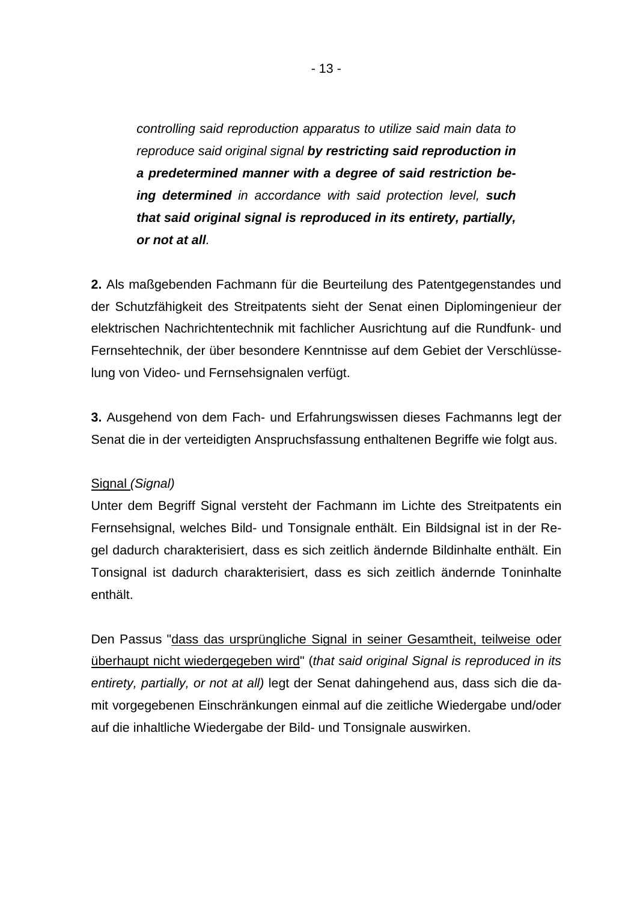*controlling said reproduction apparatus to utilize said main data to reproduce said original signal* ***by restricting said reproduction in a predetermined manner with a degree of said restriction being determined*** *in accordance with said protection level,* ***such that said original signal is reproduced in its entirety, partially, or not at all****.*

**2.** Als maßgebenden Fachmann für die Beurteilung des Patentgegenstandes und der Schutzfähigkeit des Streitpatents sieht der Senat einen Diplomingenieur der elektrischen Nachrichtentechnik mit fachlicher Ausrichtung auf die Rundfunk- und Fernsehtechnik, der über besondere Kenntnisse auf dem Gebiet der Verschlüsselung von Video- und Fernsehsignalen verfügt.

**3.** Ausgehend von dem Fach- und Erfahrungswissen dieses Fachmanns legt der Senat die in der verteidigten Anspruchsfassung enthaltenen Begriffe wie folgt aus.

<u>Signal</u> *(Signal)*
Unter dem Begriff Signal versteht der Fachmann im Lichte des Streitpatents ein Fernsehsignal, welches Bild- und Tonsignale enthält. Ein Bildsignal ist in der Regel dadurch charakterisiert, dass es sich zeitlich ändernde Bildinhalte enthält. Ein Tonsignal ist dadurch charakterisiert, dass es sich zeitlich ändernde Toninhalte enthält.

Den Passus "<u>dass das ursprüngliche Signal in seiner Gesamtheit, teilweise oder überhaupt nicht wiedergegeben wird</u>" (*that said original Signal is reproduced in its entirety, partially, or not at all)* legt der Senat dahingehend aus, dass sich die damit vorgegebenen Einschränkungen einmal auf die zeitliche Wiedergabe und/oder auf die inhaltliche Wiedergabe der Bild- und Tonsignale auswirken.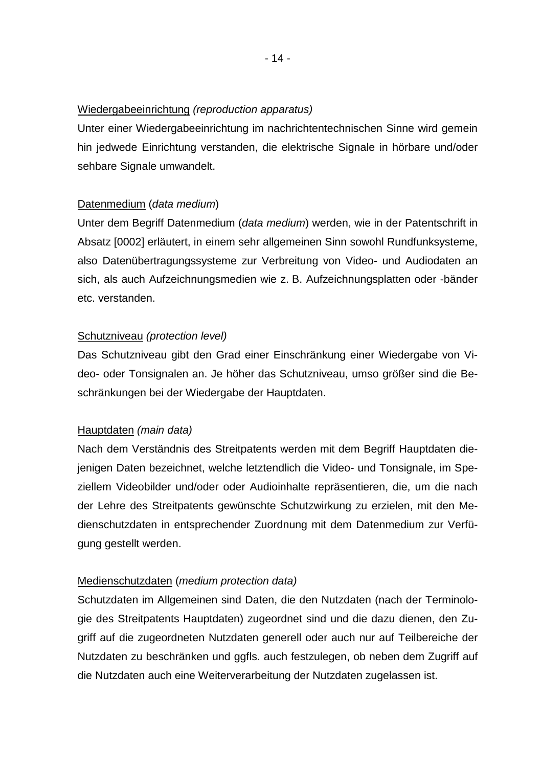<u>Wiedergabeeinrichtung</u> *(reproduction apparatus)*

Unter einer Wiedergabeeinrichtung im nachrichtentechnischen Sinne wird gemein hin jedwede Einrichtung verstanden, die elektrische Signale in hörbare und/oder sehbare Signale umwandelt.

<u>Datenmedium</u> (*data medium*)

Unter dem Begriff Datenmedium (*data medium*) werden, wie in der Patentschrift in Absatz [0002] erläutert, in einem sehr allgemeinen Sinn sowohl Rundfunksysteme, also Datenübertragungssysteme zur Verbreitung von Video- und Audiodaten an sich, als auch Aufzeichnungsmedien wie z. B. Aufzeichnungsplatten oder -bänder etc. verstanden.

<u>Schutzniveau</u> *(protection level)*

Das Schutzniveau gibt den Grad einer Einschränkung einer Wiedergabe von Video- oder Tonsignalen an. Je höher das Schutzniveau, umso größer sind die Beschränkungen bei der Wiedergabe der Hauptdaten.

<u>Hauptdaten</u> *(main data)*

Nach dem Verständnis des Streitpatents werden mit dem Begriff Hauptdaten diejenigen Daten bezeichnet, welche letztendlich die Video- und Tonsignale, im Speziellem Videobilder und/oder oder Audioinhalte repräsentieren, die, um die nach der Lehre des Streitpatents gewünschte Schutzwirkung zu erzielen, mit den Medienschutzdaten in entsprechender Zuordnung mit dem Datenmedium zur Verfügung gestellt werden.

<u>Medienschutzdaten</u> (*medium protection data)*

Schutzdaten im Allgemeinen sind Daten, die den Nutzdaten (nach der Terminologie des Streitpatents Hauptdaten) zugeordnet sind und die dazu dienen, den Zugriff auf die zugeordneten Nutzdaten generell oder auch nur auf Teilbereiche der Nutzdaten zu beschränken und ggfls. auch festzulegen, ob neben dem Zugriff auf die Nutzdaten auch eine Weiterverarbeitung der Nutzdaten zugelassen ist.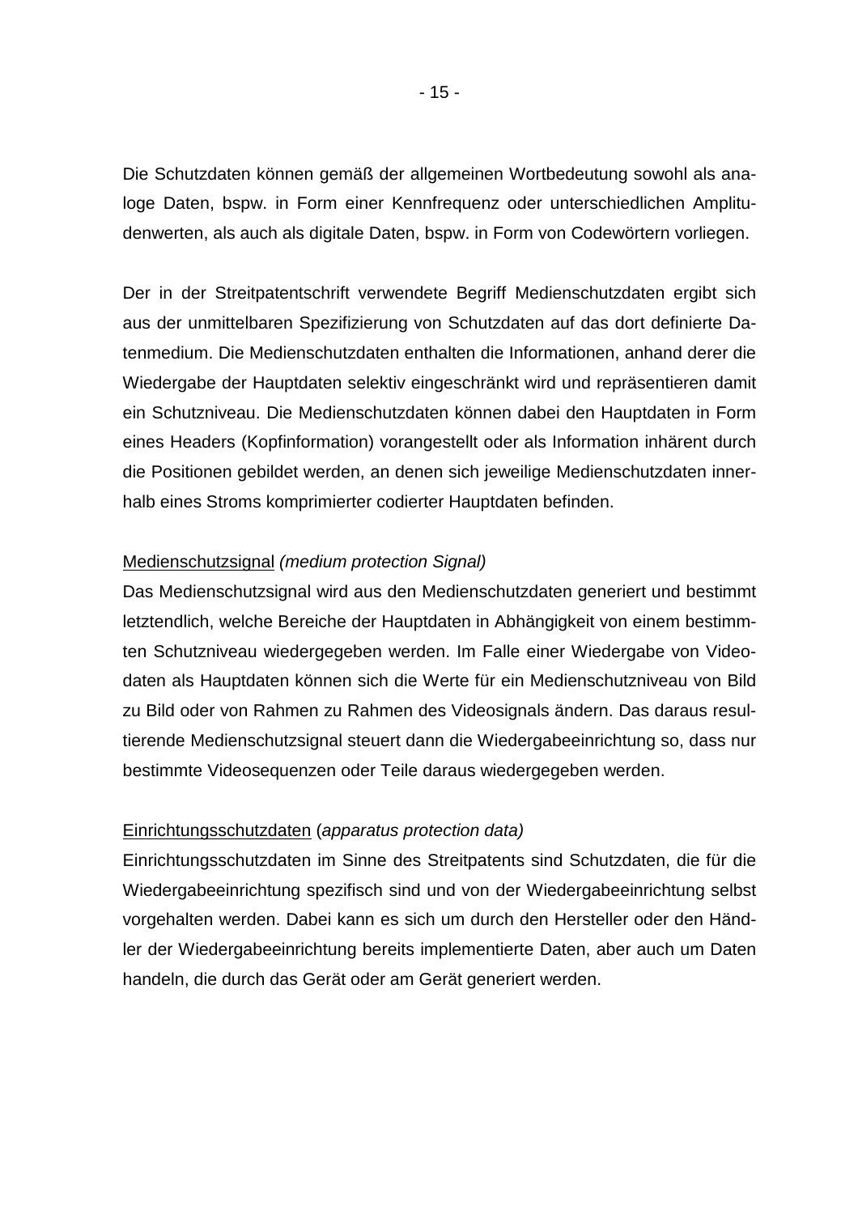Die Schutzdaten können gemäß der allgemeinen Wortbedeutung sowohl als analoge Daten, bspw. in Form einer Kennfrequenz oder unterschiedlichen Amplitudenwerten, als auch als digitale Daten, bspw. in Form von Codewörtern vorliegen.

Der in der Streitpatentschrift verwendete Begriff Medienschutzdaten ergibt sich aus der unmittelbaren Spezifizierung von Schutzdaten auf das dort definierte Datenmedium. Die Medienschutzdaten enthalten die Informationen, anhand derer die Wiedergabe der Hauptdaten selektiv eingeschränkt wird und repräsentieren damit ein Schutzniveau. Die Medienschutzdaten können dabei den Hauptdaten in Form eines Headers (Kopfinformation) vorangestellt oder als Information inhärent durch die Positionen gebildet werden, an denen sich jeweilige Medienschutzdaten innerhalb eines Stroms komprimierter codierter Hauptdaten befinden.

<u>Medienschutzsignal</u> *(medium protection Signal)*
Das Medienschutzsignal wird aus den Medienschutzdaten generiert und bestimmt letztendlich, welche Bereiche der Hauptdaten in Abhängigkeit von einem bestimmten Schutzniveau wiedergegeben werden. Im Falle einer Wiedergabe von Videodaten als Hauptdaten können sich die Werte für ein Medienschutzniveau von Bild zu Bild oder von Rahmen zu Rahmen des Videosignals ändern. Das daraus resultierende Medienschutzsignal steuert dann die Wiedergabeeinrichtung so, dass nur bestimmte Videosequenzen oder Teile daraus wiedergegeben werden.

<u>Einrichtungsschutzdaten</u> (*apparatus protection data)*
Einrichtungsschutzdaten im Sinne des Streitpatents sind Schutzdaten, die für die Wiedergabeeinrichtung spezifisch sind und von der Wiedergabeeinrichtung selbst vorgehalten werden. Dabei kann es sich um durch den Hersteller oder den Händler der Wiedergabeeinrichtung bereits implementierte Daten, aber auch um Daten handeln, die durch das Gerät oder am Gerät generiert werden.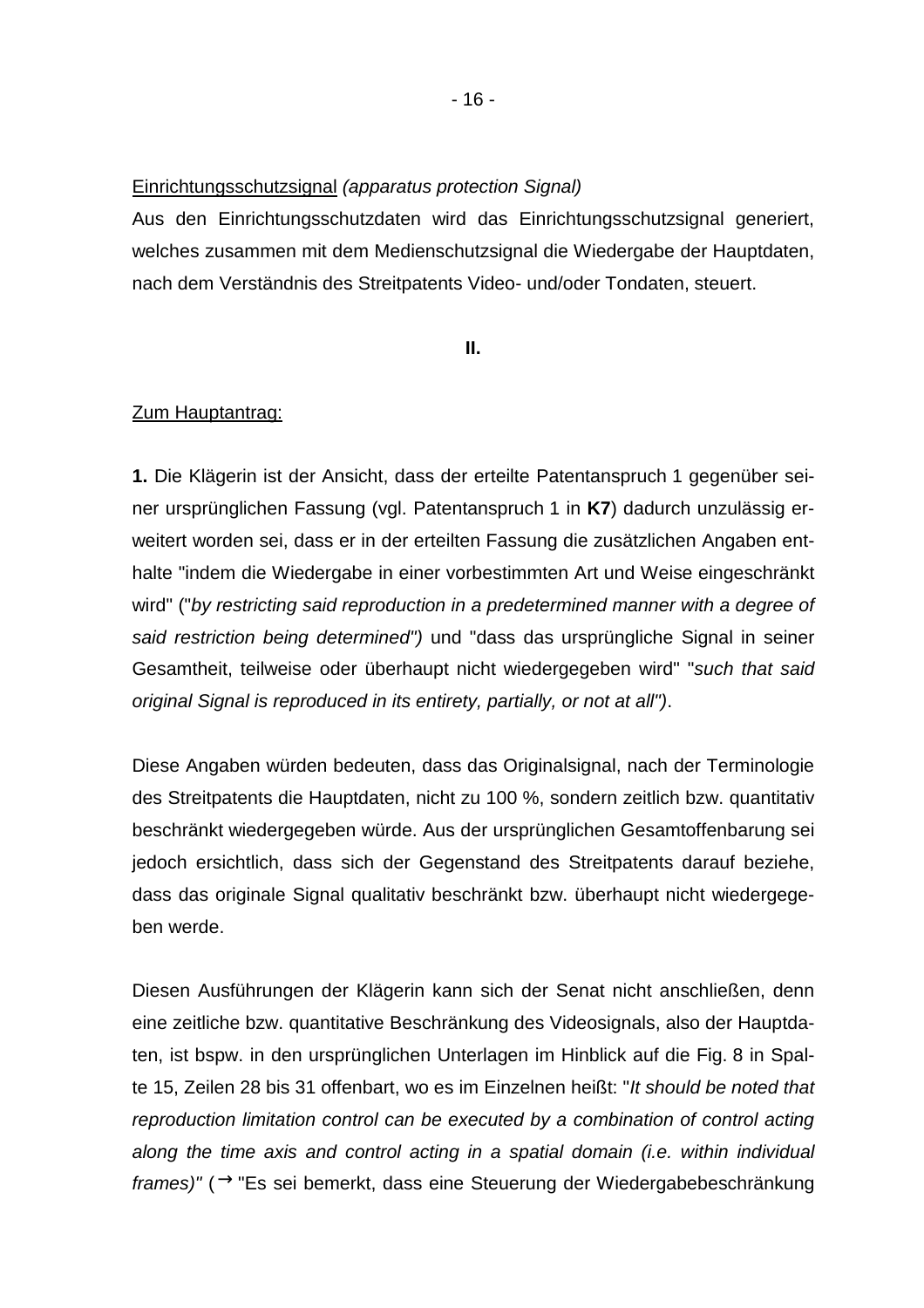Einrichtungsschutzsignal *(apparatus protection Signal)*

Aus den Einrichtungsschutzdaten wird das Einrichtungsschutzsignal generiert, welches zusammen mit dem Medienschutzsignal die Wiedergabe der Hauptdaten, nach dem Verständnis des Streitpatents Video- und/oder Tondaten, steuert.

**II.**

Zum Hauptantrag:

**1.** Die Klägerin ist der Ansicht, dass der erteilte Patentanspruch 1 gegenüber seiner ursprünglichen Fassung (vgl. Patentanspruch 1 in **K7**) dadurch unzulässig erweitert worden sei, dass er in der erteilten Fassung die zusätzlichen Angaben enthalte "indem die Wiedergabe in einer vorbestimmten Art und Weise eingeschränkt wird" ("*by restricting said reproduction in a predetermined manner with a degree of said restriction being determined")* und "dass das ursprüngliche Signal in seiner Gesamtheit, teilweise oder überhaupt nicht wiedergegeben wird" "*such that said original Signal is reproduced in its entirety, partially, or not at all")*.

Diese Angaben würden bedeuten, dass das Originalsignal, nach der Terminologie des Streitpatents die Hauptdaten, nicht zu 100 %, sondern zeitlich bzw. quantitativ beschränkt wiedergegeben würde. Aus der ursprünglichen Gesamtoffenbarung sei jedoch ersichtlich, dass sich der Gegenstand des Streitpatents darauf beziehe, dass das originale Signal qualitativ beschränkt bzw. überhaupt nicht wiedergegeben werde.

Diesen Ausführungen der Klägerin kann sich der Senat nicht anschließen, denn eine zeitliche bzw. quantitative Beschränkung des Videosignals, also der Hauptdaten, ist bspw. in den ursprünglichen Unterlagen im Hinblick auf die Fig. 8 in Spalte 15, Zeilen 28 bis 31 offenbart, wo es im Einzelnen heißt: "*It should be noted that reproduction limitation control can be executed by a combination of control acting along the time axis and control acting in a spatial domain (i.e. within individual frames)"* (→ "Es sei bemerkt, dass eine Steuerung der Wiedergabebeschränkung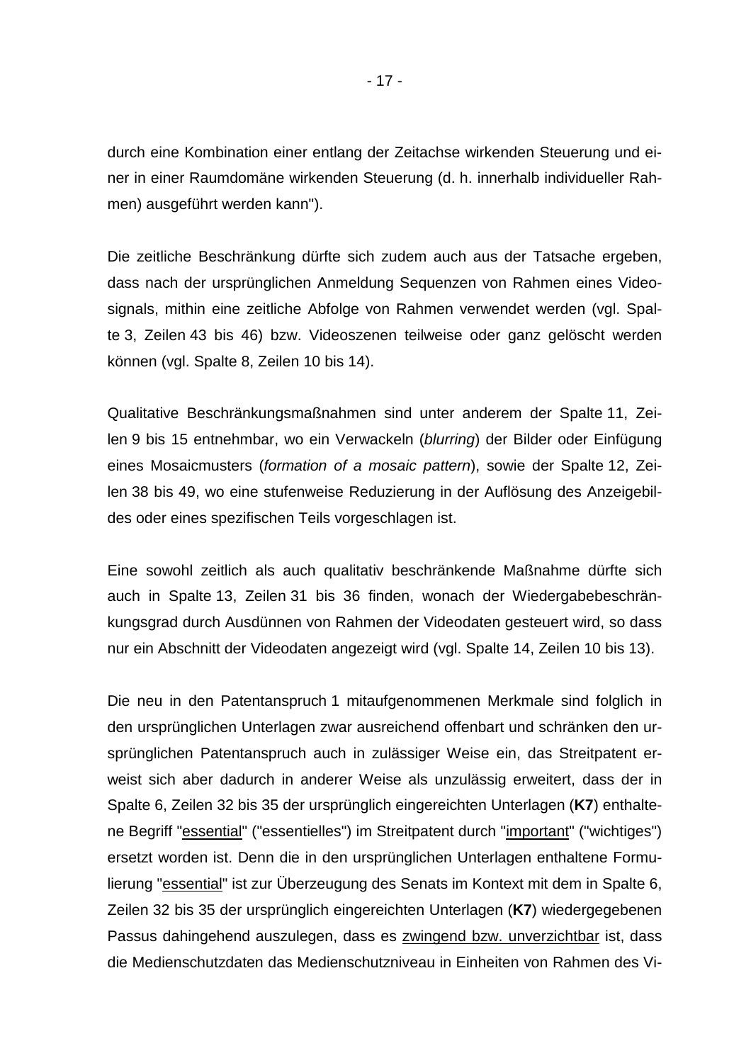durch eine Kombination einer entlang der Zeitachse wirkenden Steuerung und einer in einer Raumdomäne wirkenden Steuerung (d. h. innerhalb individueller Rahmen) ausgeführt werden kann").

Die zeitliche Beschränkung dürfte sich zudem auch aus der Tatsache ergeben, dass nach der ursprünglichen Anmeldung Sequenzen von Rahmen eines Videosignals, mithin eine zeitliche Abfolge von Rahmen verwendet werden (vgl. Spalte 3, Zeilen 43 bis 46) bzw. Videoszenen teilweise oder ganz gelöscht werden können (vgl. Spalte 8, Zeilen 10 bis 14).

Qualitative Beschränkungsmaßnahmen sind unter anderem der Spalte 11, Zeilen 9 bis 15 entnehmbar, wo ein Verwackeln (*blurring*) der Bilder oder Einfügung eines Mosaicmusters (*formation of a mosaic pattern*), sowie der Spalte 12, Zeilen 38 bis 49, wo eine stufenweise Reduzierung in der Auflösung des Anzeigebildes oder eines spezifischen Teils vorgeschlagen ist.

Eine sowohl zeitlich als auch qualitativ beschränkende Maßnahme dürfte sich auch in Spalte 13, Zeilen 31 bis 36 finden, wonach der Wiedergabebeschränkungsgrad durch Ausdünnen von Rahmen der Videodaten gesteuert wird, so dass nur ein Abschnitt der Videodaten angezeigt wird (vgl. Spalte 14, Zeilen 10 bis 13).

Die neu in den Patentanspruch 1 mitaufgenommenen Merkmale sind folglich in den ursprünglichen Unterlagen zwar ausreichend offenbart und schränken den ursprünglichen Patentanspruch auch in zulässiger Weise ein, das Streitpatent erweist sich aber dadurch in anderer Weise als unzulässig erweitert, dass der in Spalte 6, Zeilen 32 bis 35 der ursprünglich eingereichten Unterlagen (**K7**) enthaltene Begriff "essential" ("essentielles") im Streitpatent durch "important" ("wichtiges") ersetzt worden ist. Denn die in den ursprünglichen Unterlagen enthaltene Formulierung "essential" ist zur Überzeugung des Senats im Kontext mit dem in Spalte 6, Zeilen 32 bis 35 der ursprünglich eingereichten Unterlagen (**K7**) wiedergegebenen Passus dahingehend auszulegen, dass es zwingend bzw. unverzichtbar ist, dass die Medienschutzdaten das Medienschutzniveau in Einheiten von Rahmen des Vi-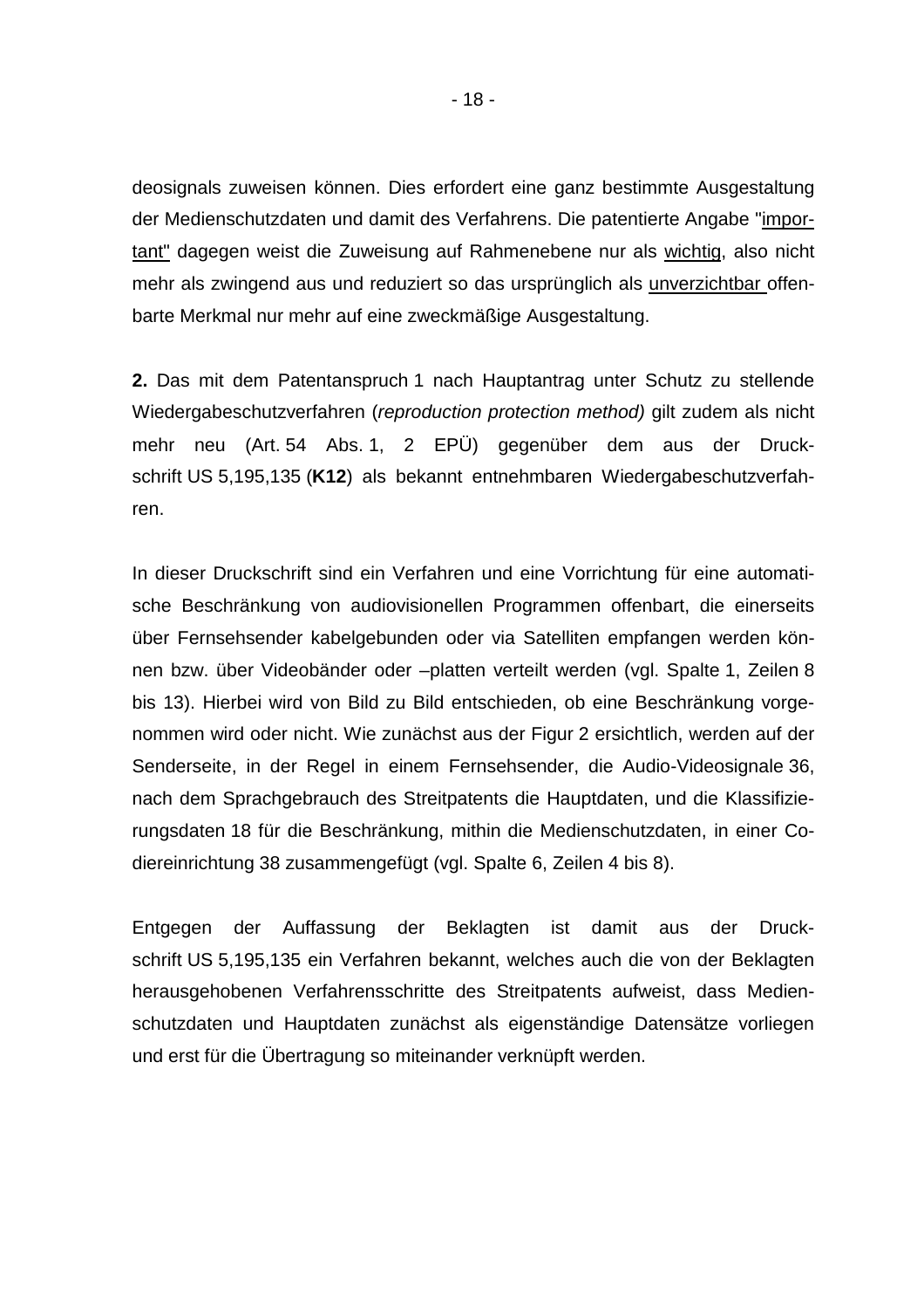deosignals zuweisen können. Dies erfordert eine ganz bestimmte Ausgestaltung der Medienschutzdaten und damit des Verfahrens. Die patentierte Angabe "important" dagegen weist die Zuweisung auf Rahmenebene nur als wichtig, also nicht mehr als zwingend aus und reduziert so das ursprünglich als unverzichtbar offenbarte Merkmal nur mehr auf eine zweckmäßige Ausgestaltung.

**2.** Das mit dem Patentanspruch 1 nach Hauptantrag unter Schutz zu stellende Wiedergabeschutzverfahren (*reproduction protection method)* gilt zudem als nicht mehr neu (Art. 54 Abs. 1, 2 EPÜ) gegenüber dem aus der Druckschrift US 5,195,135 (**K12**) als bekannt entnehmbaren Wiedergabeschutzverfahren.

In dieser Druckschrift sind ein Verfahren und eine Vorrichtung für eine automatische Beschränkung von audiovisionellen Programmen offenbart, die einerseits über Fernsehsender kabelgebunden oder via Satelliten empfangen werden können bzw. über Videobänder oder –platten verteilt werden (vgl. Spalte 1, Zeilen 8 bis 13). Hierbei wird von Bild zu Bild entschieden, ob eine Beschränkung vorgenommen wird oder nicht. Wie zunächst aus der Figur 2 ersichtlich, werden auf der Senderseite, in der Regel in einem Fernsehsender, die Audio-Videosignale 36, nach dem Sprachgebrauch des Streitpatents die Hauptdaten, und die Klassifizierungsdaten 18 für die Beschränkung, mithin die Medienschutzdaten, in einer Codiereinrichtung 38 zusammengefügt (vgl. Spalte 6, Zeilen 4 bis 8).

Entgegen der Auffassung der Beklagten ist damit aus der Druckschrift US 5,195,135 ein Verfahren bekannt, welches auch die von der Beklagten herausgehobenen Verfahrensschritte des Streitpatents aufweist, dass Medienschutzdaten und Hauptdaten zunächst als eigenständige Datensätze vorliegen und erst für die Übertragung so miteinander verknüpft werden.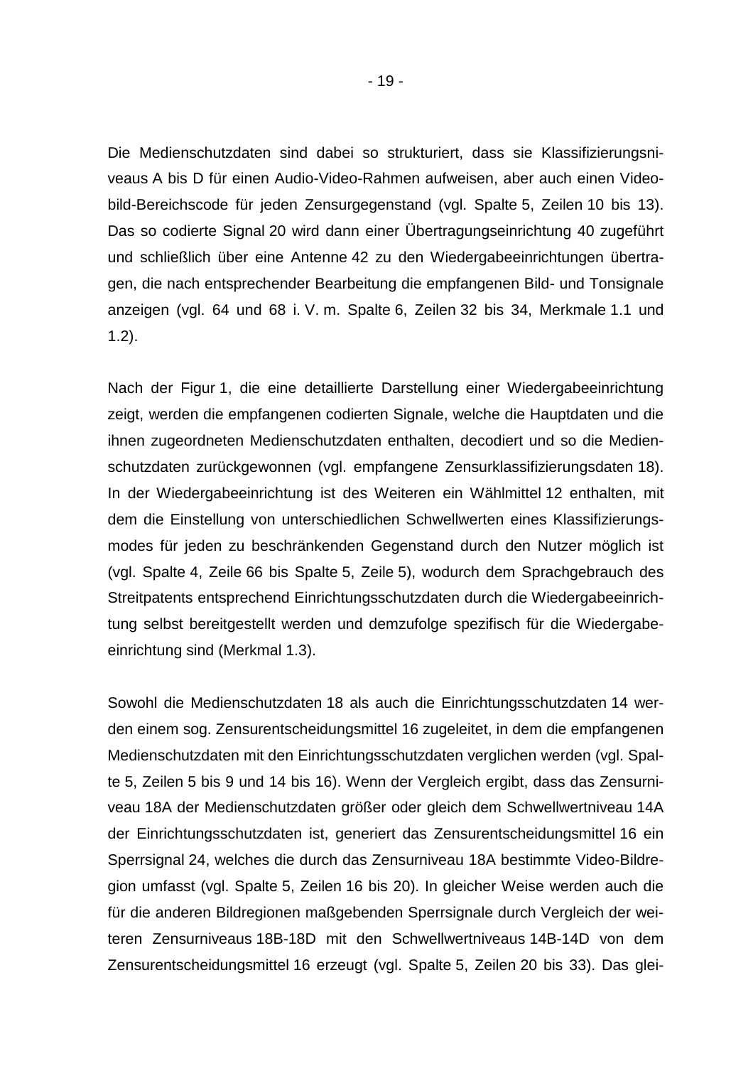Die Medienschutzdaten sind dabei so strukturiert, dass sie Klassifizierungsniveaus A bis D für einen Audio-Video-Rahmen aufweisen, aber auch einen Videobild-Bereichscode für jeden Zensurgegenstand (vgl. Spalte 5, Zeilen 10 bis 13). Das so codierte Signal 20 wird dann einer Übertragungseinrichtung 40 zugeführt und schließlich über eine Antenne 42 zu den Wiedergabeeinrichtungen übertragen, die nach entsprechender Bearbeitung die empfangenen Bild- und Tonsignale anzeigen (vgl. 64 und 68 i. V. m. Spalte 6, Zeilen 32 bis 34, Merkmale 1.1 und 1.2).

Nach der Figur 1, die eine detaillierte Darstellung einer Wiedergabeeinrichtung zeigt, werden die empfangenen codierten Signale, welche die Hauptdaten und die ihnen zugeordneten Medienschutzdaten enthalten, decodiert und so die Medienschutzdaten zurückgewonnen (vgl. empfangene Zensurklassifizierungsdaten 18). In der Wiedergabeeinrichtung ist des Weiteren ein Wählmittel 12 enthalten, mit dem die Einstellung von unterschiedlichen Schwellwerten eines Klassifizierungsmodes für jeden zu beschränkenden Gegenstand durch den Nutzer möglich ist (vgl. Spalte 4, Zeile 66 bis Spalte 5, Zeile 5), wodurch dem Sprachgebrauch des Streitpatents entsprechend Einrichtungsschutzdaten durch die Wiedergabeeinrichtung selbst bereitgestellt werden und demzufolge spezifisch für die Wiedergabeeinrichtung sind (Merkmal 1.3).

Sowohl die Medienschutzdaten 18 als auch die Einrichtungsschutzdaten 14 werden einem sog. Zensurentscheidungsmittel 16 zugeleitet, in dem die empfangenen Medienschutzdaten mit den Einrichtungsschutzdaten verglichen werden (vgl. Spalte 5, Zeilen 5 bis 9 und 14 bis 16). Wenn der Vergleich ergibt, dass das Zensurniveau 18A der Medienschutzdaten größer oder gleich dem Schwellwertniveau 14A der Einrichtungsschutzdaten ist, generiert das Zensurentscheidungsmittel 16 ein Sperrsignal 24, welches die durch das Zensurniveau 18A bestimmte Video-Bildregion umfasst (vgl. Spalte 5, Zeilen 16 bis 20). In gleicher Weise werden auch die für die anderen Bildregionen maßgebenden Sperrsignale durch Vergleich der weiteren Zensurniveaus 18B-18D mit den Schwellwertniveaus 14B-14D von dem Zensurentscheidungsmittel 16 erzeugt (vgl. Spalte 5, Zeilen 20 bis 33). Das glei-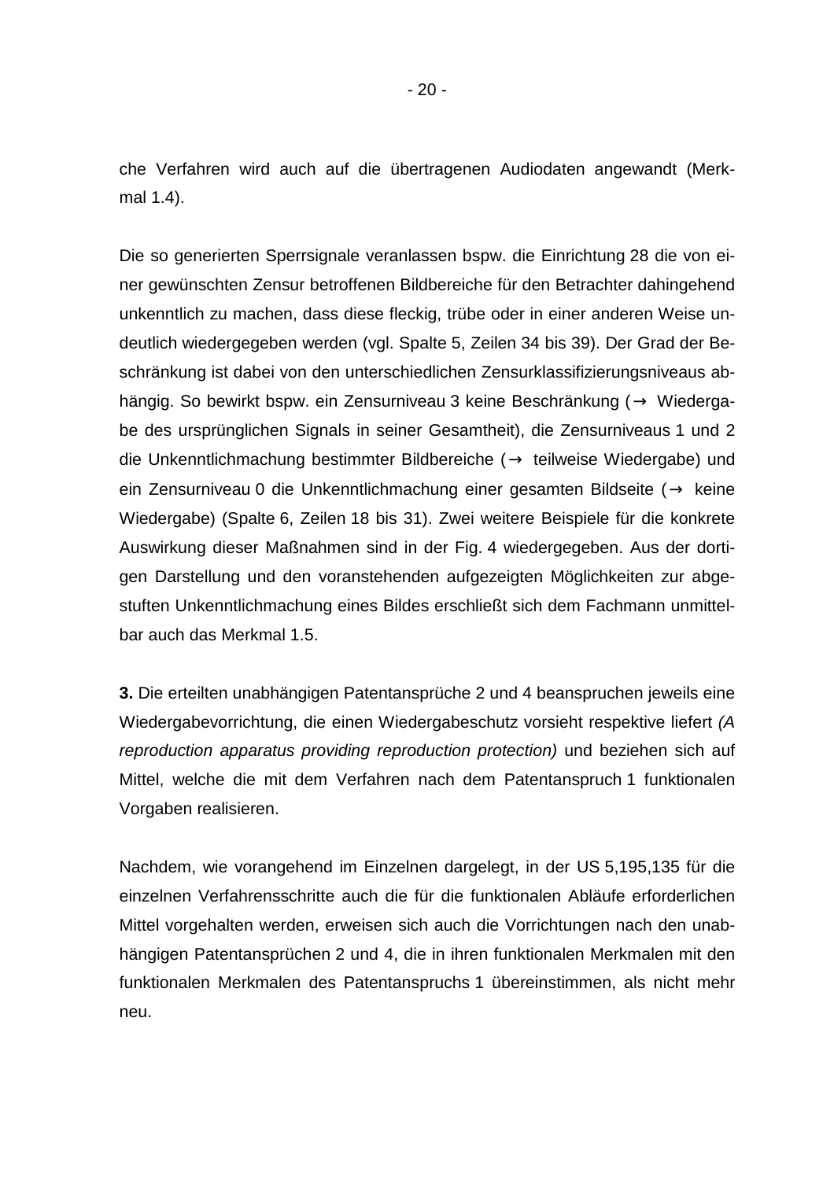che Verfahren wird auch auf die übertragenen Audiodaten angewandt (Merkmal 1.4).

Die so generierten Sperrsignale veranlassen bspw. die Einrichtung 28 die von einer gewünschten Zensur betroffenen Bildbereiche für den Betrachter dahingehend unkenntlich zu machen, dass diese fleckig, trübe oder in einer anderen Weise undeutlich wiedergegeben werden (vgl. Spalte 5, Zeilen 34 bis 39). Der Grad der Beschränkung ist dabei von den unterschiedlichen Zensurklassifizierungsniveaus abhängig. So bewirkt bspw. ein Zensurniveau 3 keine Beschränkung (→ Wiedergabe des ursprünglichen Signals in seiner Gesamtheit), die Zensurniveaus 1 und 2 die Unkenntlichmachung bestimmter Bildbereiche (→ teilweise Wiedergabe) und ein Zensurniveau 0 die Unkenntlichmachung einer gesamten Bildseite (→ keine Wiedergabe) (Spalte 6, Zeilen 18 bis 31). Zwei weitere Beispiele für die konkrete Auswirkung dieser Maßnahmen sind in der Fig. 4 wiedergegeben. Aus der dortigen Darstellung und den voranstehenden aufgezeigten Möglichkeiten zur abgestuften Unkenntlichmachung eines Bildes erschließt sich dem Fachmann unmittelbar auch das Merkmal 1.5.

**3.** Die erteilten unabhängigen Patentansprüche 2 und 4 beanspruchen jeweils eine Wiedergabevorrichtung, die einen Wiedergabeschutz vorsieht respektive liefert *(A reproduction apparatus providing reproduction protection)* und beziehen sich auf Mittel, welche die mit dem Verfahren nach dem Patentanspruch 1 funktionalen Vorgaben realisieren.

Nachdem, wie vorangehend im Einzelnen dargelegt, in der US 5,195,135 für die einzelnen Verfahrensschritte auch die für die funktionalen Abläufe erforderlichen Mittel vorgehalten werden, erweisen sich auch die Vorrichtungen nach den unabhängigen Patentansprüchen 2 und 4, die in ihren funktionalen Merkmalen mit den funktionalen Merkmalen des Patentanspruchs 1 übereinstimmen, als nicht mehr neu.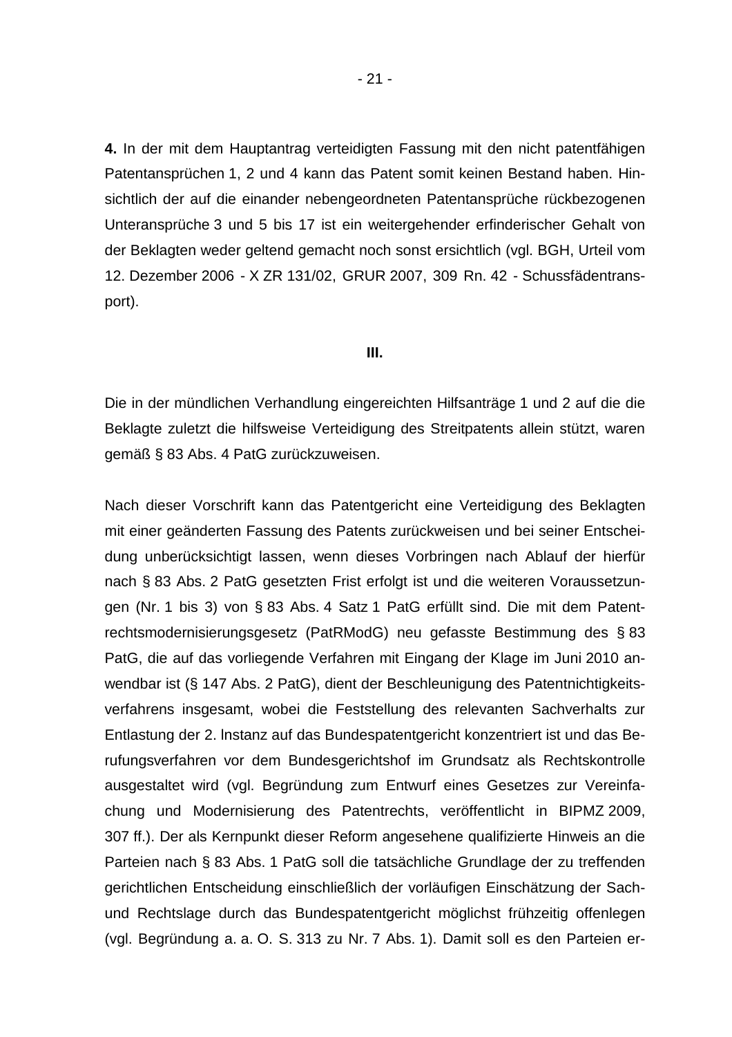**4.** In der mit dem Hauptantrag verteidigten Fassung mit den nicht patentfähigen Patentansprüchen 1, 2 und 4 kann das Patent somit keinen Bestand haben. Hinsichtlich der auf die einander nebengeordneten Patentansprüche rückbezogenen Unteransprüche 3 und 5 bis 17 ist ein weitergehender erfinderischer Gehalt von der Beklagten weder geltend gemacht noch sonst ersichtlich (vgl. BGH, Urteil vom 12. Dezember 2006 - X ZR 131/02, GRUR 2007, 309 Rn. 42 - Schussfädentransport).

**III.**

Die in der mündlichen Verhandlung eingereichten Hilfsanträge 1 und 2 auf die die Beklagte zuletzt die hilfsweise Verteidigung des Streitpatents allein stützt, waren gemäß § 83 Abs. 4 PatG zurückzuweisen.

Nach dieser Vorschrift kann das Patentgericht eine Verteidigung des Beklagten mit einer geänderten Fassung des Patents zurückweisen und bei seiner Entscheidung unberücksichtigt lassen, wenn dieses Vorbringen nach Ablauf der hierfür nach § 83 Abs. 2 PatG gesetzten Frist erfolgt ist und die weiteren Voraussetzungen (Nr. 1 bis 3) von § 83 Abs. 4 Satz 1 PatG erfüllt sind. Die mit dem Patentrechtsmodernisierungsgesetz (PatRModG) neu gefasste Bestimmung des § 83 PatG, die auf das vorliegende Verfahren mit Eingang der Klage im Juni 2010 anwendbar ist (§ 147 Abs. 2 PatG), dient der Beschleunigung des Patentnichtigkeitsverfahrens insgesamt, wobei die Feststellung des relevanten Sachverhalts zur Entlastung der 2. lnstanz auf das Bundespatentgericht konzentriert ist und das Berufungsverfahren vor dem Bundesgerichtshof im Grundsatz als Rechtskontrolle ausgestaltet wird (vgl. Begründung zum Entwurf eines Gesetzes zur Vereinfachung und Modernisierung des Patentrechts, veröffentlicht in BIPMZ 2009, 307 ff.). Der als Kernpunkt dieser Reform angesehene qualifizierte Hinweis an die Parteien nach § 83 Abs. 1 PatG soll die tatsächliche Grundlage der zu treffenden gerichtlichen Entscheidung einschließlich der vorläufigen Einschätzung der Sach- und Rechtslage durch das Bundespatentgericht möglichst frühzeitig offenlegen (vgl. Begründung a. a. O. S. 313 zu Nr. 7 Abs. 1). Damit soll es den Parteien er-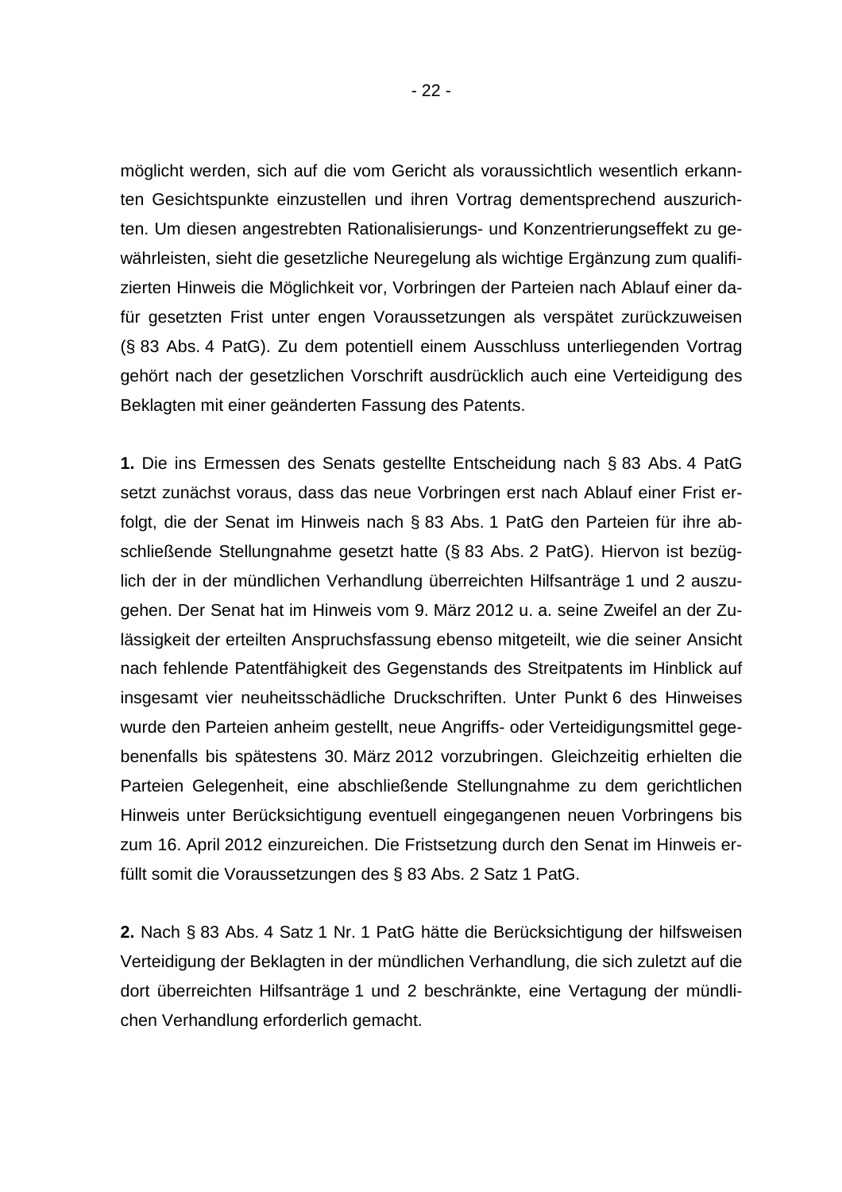möglicht werden, sich auf die vom Gericht als voraussichtlich wesentlich erkannten Gesichtspunkte einzustellen und ihren Vortrag dementsprechend auszurichten. Um diesen angestrebten Rationalisierungs- und Konzentrierungseffekt zu gewährleisten, sieht die gesetzliche Neuregelung als wichtige Ergänzung zum qualifizierten Hinweis die Möglichkeit vor, Vorbringen der Parteien nach Ablauf einer dafür gesetzten Frist unter engen Voraussetzungen als verspätet zurückzuweisen (§ 83 Abs. 4 PatG). Zu dem potentiell einem Ausschluss unterliegenden Vortrag gehört nach der gesetzlichen Vorschrift ausdrücklich auch eine Verteidigung des Beklagten mit einer geänderten Fassung des Patents.

**1.** Die ins Ermessen des Senats gestellte Entscheidung nach § 83 Abs. 4 PatG setzt zunächst voraus, dass das neue Vorbringen erst nach Ablauf einer Frist erfolgt, die der Senat im Hinweis nach § 83 Abs. 1 PatG den Parteien für ihre abschließende Stellungnahme gesetzt hatte (§ 83 Abs. 2 PatG). Hiervon ist bezüglich der in der mündlichen Verhandlung überreichten Hilfsanträge 1 und 2 auszugehen. Der Senat hat im Hinweis vom 9. März 2012 u. a. seine Zweifel an der Zulässigkeit der erteilten Anspruchsfassung ebenso mitgeteilt, wie die seiner Ansicht nach fehlende Patentfähigkeit des Gegenstands des Streitpatents im Hinblick auf insgesamt vier neuheitsschädliche Druckschriften. Unter Punkt 6 des Hinweises wurde den Parteien anheim gestellt, neue Angriffs- oder Verteidigungsmittel gegebenenfalls bis spätestens 30. März 2012 vorzubringen. Gleichzeitig erhielten die Parteien Gelegenheit, eine abschließende Stellungnahme zu dem gerichtlichen Hinweis unter Berücksichtigung eventuell eingegangenen neuen Vorbringens bis zum 16. April 2012 einzureichen. Die Fristsetzung durch den Senat im Hinweis erfüllt somit die Voraussetzungen des § 83 Abs. 2 Satz 1 PatG.

**2.** Nach § 83 Abs. 4 Satz 1 Nr. 1 PatG hätte die Berücksichtigung der hilfsweisen Verteidigung der Beklagten in der mündlichen Verhandlung, die sich zuletzt auf die dort überreichten Hilfsanträge 1 und 2 beschränkte, eine Vertagung der mündlichen Verhandlung erforderlich gemacht.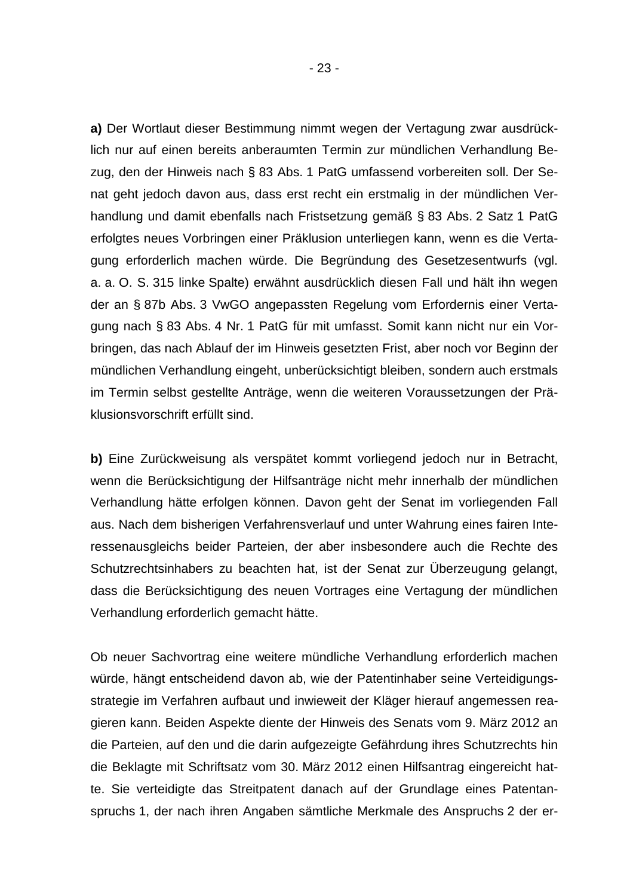**a)** Der Wortlaut dieser Bestimmung nimmt wegen der Vertagung zwar ausdrücklich nur auf einen bereits anberaumten Termin zur mündlichen Verhandlung Bezug, den der Hinweis nach § 83 Abs. 1 PatG umfassend vorbereiten soll. Der Senat geht jedoch davon aus, dass erst recht ein erstmalig in der mündlichen Verhandlung und damit ebenfalls nach Fristsetzung gemäß § 83 Abs. 2 Satz 1 PatG erfolgtes neues Vorbringen einer Präklusion unterliegen kann, wenn es die Vertagung erforderlich machen würde. Die Begründung des Gesetzesentwurfs (vgl. a. a. O. S. 315 linke Spalte) erwähnt ausdrücklich diesen Fall und hält ihn wegen der an § 87b Abs. 3 VwGO angepassten Regelung vom Erfordernis einer Vertagung nach § 83 Abs. 4 Nr. 1 PatG für mit umfasst. Somit kann nicht nur ein Vorbringen, das nach Ablauf der im Hinweis gesetzten Frist, aber noch vor Beginn der mündlichen Verhandlung eingeht, unberücksichtigt bleiben, sondern auch erstmals im Termin selbst gestellte Anträge, wenn die weiteren Voraussetzungen der Präklusionsvorschrift erfüllt sind.

**b)** Eine Zurückweisung als verspätet kommt vorliegend jedoch nur in Betracht, wenn die Berücksichtigung der Hilfsanträge nicht mehr innerhalb der mündlichen Verhandlung hätte erfolgen können. Davon geht der Senat im vorliegenden Fall aus. Nach dem bisherigen Verfahrensverlauf und unter Wahrung eines fairen Interessenausgleichs beider Parteien, der aber insbesondere auch die Rechte des Schutzrechtsinhabers zu beachten hat, ist der Senat zur Überzeugung gelangt, dass die Berücksichtigung des neuen Vortrages eine Vertagung der mündlichen Verhandlung erforderlich gemacht hätte.

Ob neuer Sachvortrag eine weitere mündliche Verhandlung erforderlich machen würde, hängt entscheidend davon ab, wie der Patentinhaber seine Verteidigungsstrategie im Verfahren aufbaut und inwieweit der Kläger hierauf angemessen reagieren kann. Beiden Aspekte diente der Hinweis des Senats vom 9. März 2012 an die Parteien, auf den und die darin aufgezeigte Gefährdung ihres Schutzrechts hin die Beklagte mit Schriftsatz vom 30. März 2012 einen Hilfsantrag eingereicht hatte. Sie verteidigte das Streitpatent danach auf der Grundlage eines Patentanspruchs 1, der nach ihren Angaben sämtliche Merkmale des Anspruchs 2 der er-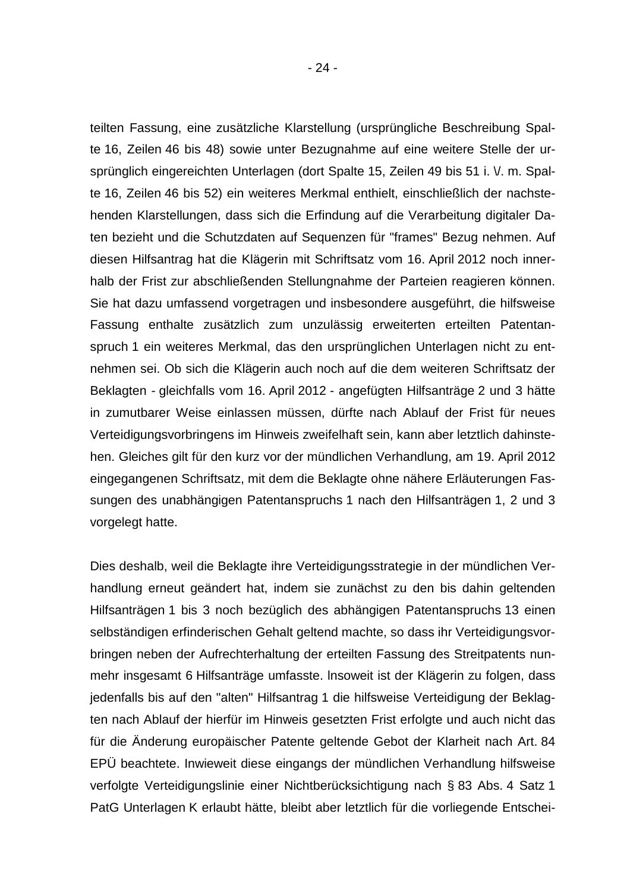teilten Fassung, eine zusätzliche Klarstellung (ursprüngliche Beschreibung Spalte 16, Zeilen 46 bis 48) sowie unter Bezugnahme auf eine weitere Stelle der ursprünglich eingereichten Unterlagen (dort Spalte 15, Zeilen 49 bis 51 i. V. m. Spalte 16, Zeilen 46 bis 52) ein weiteres Merkmal enthielt, einschließlich der nachstehenden Klarstellungen, dass sich die Erfindung auf die Verarbeitung digitaler Daten bezieht und die Schutzdaten auf Sequenzen für "frames" Bezug nehmen. Auf diesen Hilfsantrag hat die Klägerin mit Schriftsatz vom 16. April 2012 noch innerhalb der Frist zur abschließenden Stellungnahme der Parteien reagieren können. Sie hat dazu umfassend vorgetragen und insbesondere ausgeführt, die hilfsweise Fassung enthalte zusätzlich zum unzulässig erweiterten erteilten Patentanspruch 1 ein weiteres Merkmal, das den ursprünglichen Unterlagen nicht zu entnehmen sei. Ob sich die Klägerin auch noch auf die dem weiteren Schriftsatz der Beklagten - gleichfalls vom 16. April 2012 - angefügten Hilfsanträge 2 und 3 hätte in zumutbarer Weise einlassen müssen, dürfte nach Ablauf der Frist für neues Verteidigungsvorbringens im Hinweis zweifelhaft sein, kann aber letztlich dahinstehen. Gleiches gilt für den kurz vor der mündlichen Verhandlung, am 19. April 2012 eingegangenen Schriftsatz, mit dem die Beklagte ohne nähere Erläuterungen Fassungen des unabhängigen Patentanspruchs 1 nach den Hilfsanträgen 1, 2 und 3 vorgelegt hatte.

Dies deshalb, weil die Beklagte ihre Verteidigungsstrategie in der mündlichen Verhandlung erneut geändert hat, indem sie zunächst zu den bis dahin geltenden Hilfsanträgen 1 bis 3 noch bezüglich des abhängigen Patentanspruchs 13 einen selbständigen erfinderischen Gehalt geltend machte, so dass ihr Verteidigungsvorbringen neben der Aufrechterhaltung der erteilten Fassung des Streitpatents nunmehr insgesamt 6 Hilfsanträge umfasste. Insoweit ist der Klägerin zu folgen, dass jedenfalls bis auf den "alten" Hilfsantrag 1 die hilfsweise Verteidigung der Beklagten nach Ablauf der hierfür im Hinweis gesetzten Frist erfolgte und auch nicht das für die Änderung europäischer Patente geltende Gebot der Klarheit nach Art. 84 EPÜ beachtete. Inwieweit diese eingangs der mündlichen Verhandlung hilfsweise verfolgte Verteidigungslinie einer Nichtberücksichtigung nach § 83 Abs. 4 Satz 1 PatG Unterlagen K erlaubt hätte, bleibt aber letztlich für die vorliegende Entschei-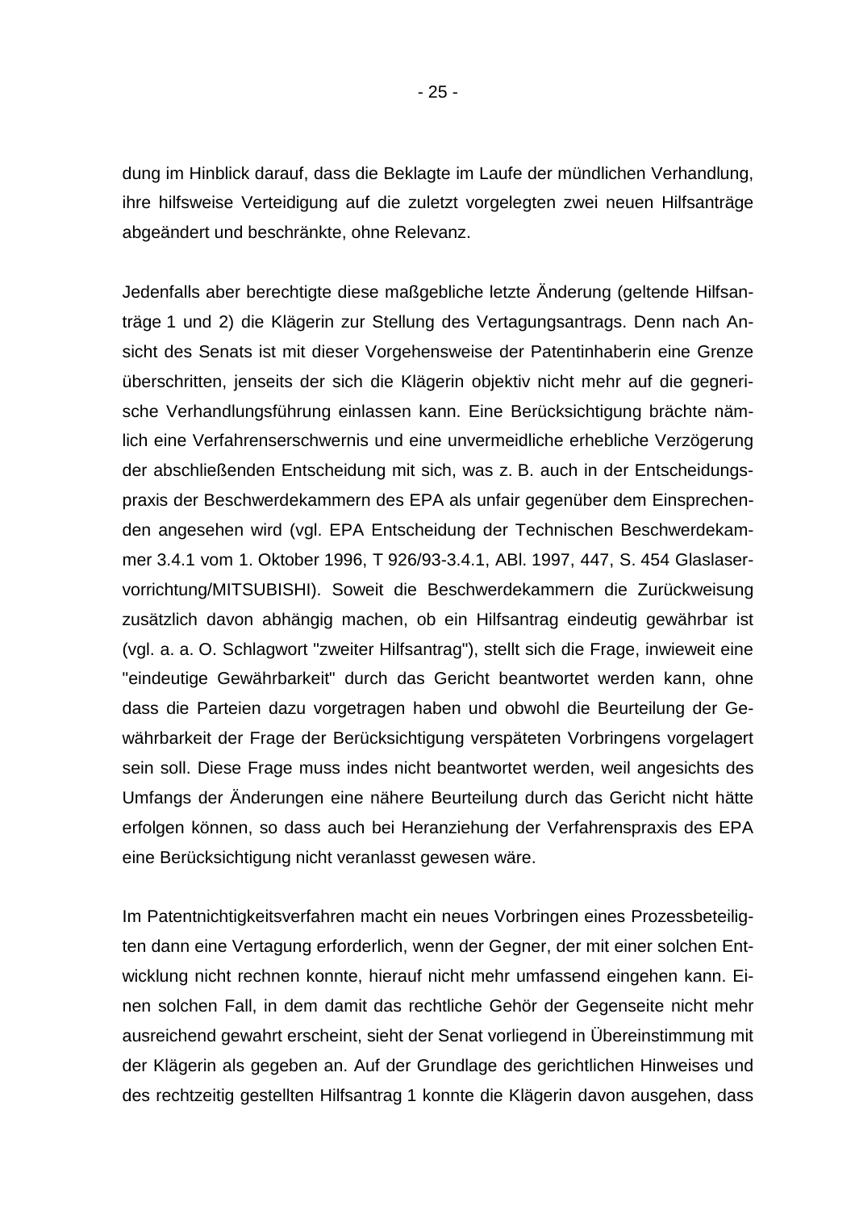dung im Hinblick darauf, dass die Beklagte im Laufe der mündlichen Verhandlung, ihre hilfsweise Verteidigung auf die zuletzt vorgelegten zwei neuen Hilfsanträge abgeändert und beschränkte, ohne Relevanz.

Jedenfalls aber berechtigte diese maßgebliche letzte Änderung (geltende Hilfsanträge 1 und 2) die Klägerin zur Stellung des Vertagungsantrags. Denn nach Ansicht des Senats ist mit dieser Vorgehensweise der Patentinhaberin eine Grenze überschritten, jenseits der sich die Klägerin objektiv nicht mehr auf die gegnerische Verhandlungsführung einlassen kann. Eine Berücksichtigung brächte nämlich eine Verfahrenserschwernis und eine unvermeidliche erhebliche Verzögerung der abschließenden Entscheidung mit sich, was z. B. auch in der Entscheidungspraxis der Beschwerdekammern des EPA als unfair gegenüber dem Einsprechenden angesehen wird (vgl. EPA Entscheidung der Technischen Beschwerdekammer 3.4.1 vom 1. Oktober 1996, T 926/93-3.4.1, ABl. 1997, 447, S. 454 Glaslaservorrichtung/MITSUBISHI). Soweit die Beschwerdekammern die Zurückweisung zusätzlich davon abhängig machen, ob ein Hilfsantrag eindeutig gewährbar ist (vgl. a. a. O. Schlagwort "zweiter Hilfsantrag"), stellt sich die Frage, inwieweit eine "eindeutige Gewährbarkeit" durch das Gericht beantwortet werden kann, ohne dass die Parteien dazu vorgetragen haben und obwohl die Beurteilung der Gewährbarkeit der Frage der Berücksichtigung verspäteten Vorbringens vorgelagert sein soll. Diese Frage muss indes nicht beantwortet werden, weil angesichts des Umfangs der Änderungen eine nähere Beurteilung durch das Gericht nicht hätte erfolgen können, so dass auch bei Heranziehung der Verfahrenspraxis des EPA eine Berücksichtigung nicht veranlasst gewesen wäre.

Im Patentnichtigkeitsverfahren macht ein neues Vorbringen eines Prozessbeteiligten dann eine Vertagung erforderlich, wenn der Gegner, der mit einer solchen Entwicklung nicht rechnen konnte, hierauf nicht mehr umfassend eingehen kann. Einen solchen Fall, in dem damit das rechtliche Gehör der Gegenseite nicht mehr ausreichend gewahrt erscheint, sieht der Senat vorliegend in Übereinstimmung mit der Klägerin als gegeben an. Auf der Grundlage des gerichtlichen Hinweises und des rechtzeitig gestellten Hilfsantrag 1 konnte die Klägerin davon ausgehen, dass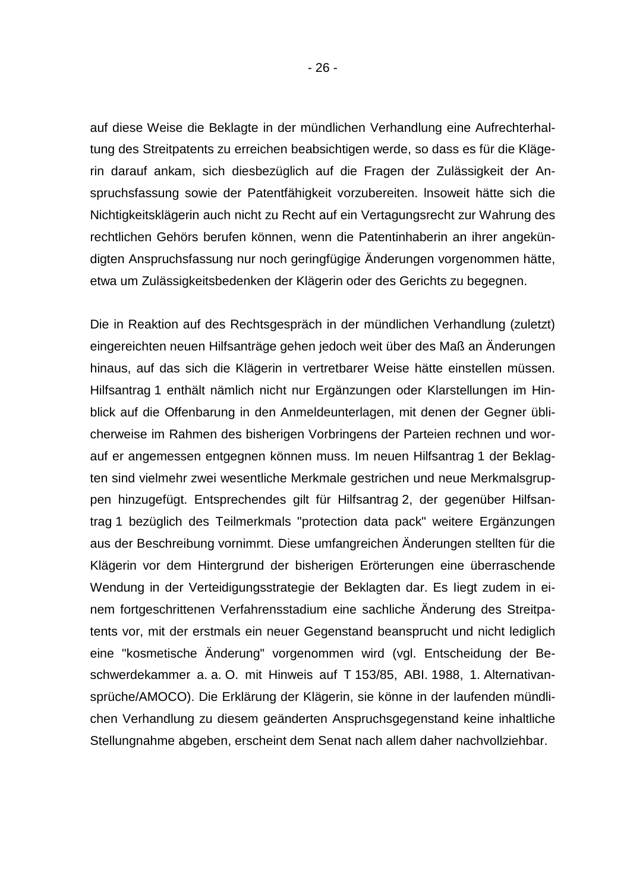auf diese Weise die Beklagte in der mündlichen Verhandlung eine Aufrechterhaltung des Streitpatents zu erreichen beabsichtigen werde, so dass es für die Klägerin darauf ankam, sich diesbezüglich auf die Fragen der Zulässigkeit der Anspruchsfassung sowie der Patentfähigkeit vorzubereiten. lnsoweit hätte sich die Nichtigkeitsklägerin auch nicht zu Recht auf ein Vertagungsrecht zur Wahrung des rechtlichen Gehörs berufen können, wenn die Patentinhaberin an ihrer angekündigten Anspruchsfassung nur noch geringfügige Änderungen vorgenommen hätte, etwa um Zulässigkeitsbedenken der Klägerin oder des Gerichts zu begegnen.

Die in Reaktion auf des Rechtsgespräch in der mündlichen Verhandlung (zuletzt) eingereichten neuen Hilfsanträge gehen jedoch weit über des Maß an Änderungen hinaus, auf das sich die Klägerin in vertretbarer Weise hätte einstellen müssen. Hilfsantrag 1 enthält nämlich nicht nur Ergänzungen oder Klarstellungen im Hinblick auf die Offenbarung in den Anmeldeunterlagen, mit denen der Gegner üblicherweise im Rahmen des bisherigen Vorbringens der Parteien rechnen und worauf er angemessen entgegnen können muss. Im neuen Hilfsantrag 1 der Beklagten sind vielmehr zwei wesentliche Merkmale gestrichen und neue Merkmalsgruppen hinzugefügt. Entsprechendes gilt für Hilfsantrag 2, der gegenüber Hilfsantrag 1 bezüglich des Teilmerkmals "protection data pack" weitere Ergänzungen aus der Beschreibung vornimmt. Diese umfangreichen Änderungen stellten für die Klägerin vor dem Hintergrund der bisherigen Erörterungen eine überraschende Wendung in der Verteidigungsstrategie der Beklagten dar. Es liegt zudem in einem fortgeschrittenen Verfahrensstadium eine sachliche Änderung des Streitpatents vor, mit der erstmals ein neuer Gegenstand beansprucht und nicht lediglich eine "kosmetische Änderung" vorgenommen wird (vgl. Entscheidung der Beschwerdekammer a. a. O. mit Hinweis auf T 153/85, ABl. 1988, 1. Alternativansprüche/AMOCO). Die Erklärung der Klägerin, sie könne in der laufenden mündlichen Verhandlung zu diesem geänderten Anspruchsgegenstand keine inhaltliche Stellungnahme abgeben, erscheint dem Senat nach allem daher nachvollziehbar.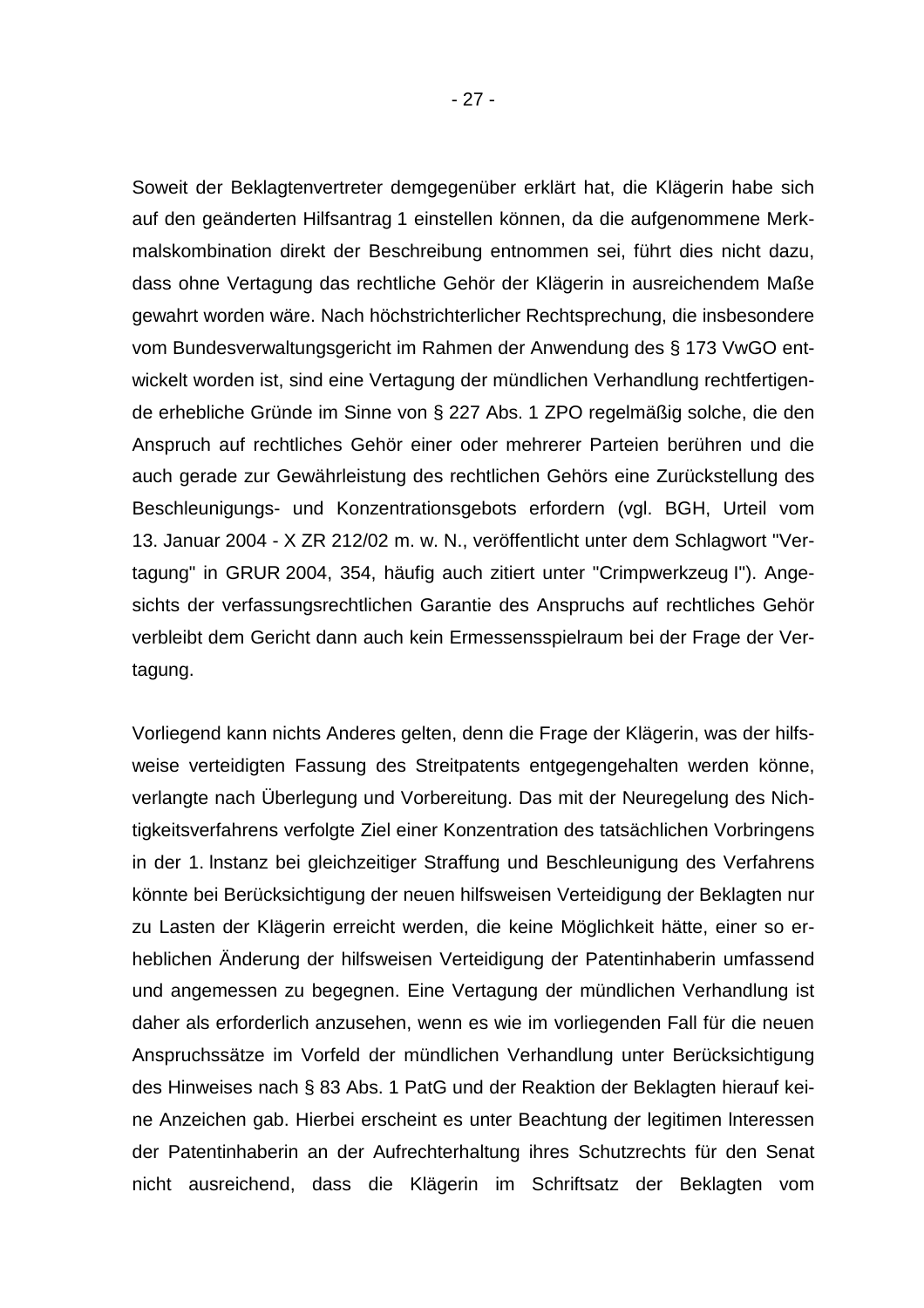Soweit der Beklagtenvertreter demgegenüber erklärt hat, die Klägerin habe sich auf den geänderten Hilfsantrag 1 einstellen können, da die aufgenommene Merkmalskombination direkt der Beschreibung entnommen sei, führt dies nicht dazu, dass ohne Vertagung das rechtliche Gehör der Klägerin in ausreichendem Maße gewahrt worden wäre. Nach höchstrichterlicher Rechtsprechung, die insbesondere vom Bundesverwaltungsgericht im Rahmen der Anwendung des § 173 VwGO entwickelt worden ist, sind eine Vertagung der mündlichen Verhandlung rechtfertigende erhebliche Gründe im Sinne von § 227 Abs. 1 ZPO regelmäßig solche, die den Anspruch auf rechtliches Gehör einer oder mehrerer Parteien berühren und die auch gerade zur Gewährleistung des rechtlichen Gehörs eine Zurückstellung des Beschleunigungs- und Konzentrationsgebots erfordern (vgl. BGH, Urteil vom 13. Januar 2004 - X ZR 212/02 m. w. N., veröffentlicht unter dem Schlagwort "Vertagung" in GRUR 2004, 354, häufig auch zitiert unter "Crimpwerkzeug I"). Angesichts der verfassungsrechtlichen Garantie des Anspruchs auf rechtliches Gehör verbleibt dem Gericht dann auch kein Ermessensspielraum bei der Frage der Vertagung.

Vorliegend kann nichts Anderes gelten, denn die Frage der Klägerin, was der hilfsweise verteidigten Fassung des Streitpatents entgegengehalten werden könne, verlangte nach Überlegung und Vorbereitung. Das mit der Neuregelung des Nichtigkeitsverfahrens verfolgte Ziel einer Konzentration des tatsächlichen Vorbringens in der 1. Instanz bei gleichzeitiger Straffung und Beschleunigung des Verfahrens könnte bei Berücksichtigung der neuen hilfsweisen Verteidigung der Beklagten nur zu Lasten der Klägerin erreicht werden, die keine Möglichkeit hätte, einer so erheblichen Änderung der hilfsweisen Verteidigung der Patentinhaberin umfassend und angemessen zu begegnen. Eine Vertagung der mündlichen Verhandlung ist daher als erforderlich anzusehen, wenn es wie im vorliegenden Fall für die neuen Anspruchssätze im Vorfeld der mündlichen Verhandlung unter Berücksichtigung des Hinweises nach § 83 Abs. 1 PatG und der Reaktion der Beklagten hierauf keine Anzeichen gab. Hierbei erscheint es unter Beachtung der legitimen Interessen der Patentinhaberin an der Aufrechterhaltung ihres Schutzrechts für den Senat nicht ausreichend, dass die Klägerin im Schriftsatz der Beklagten vom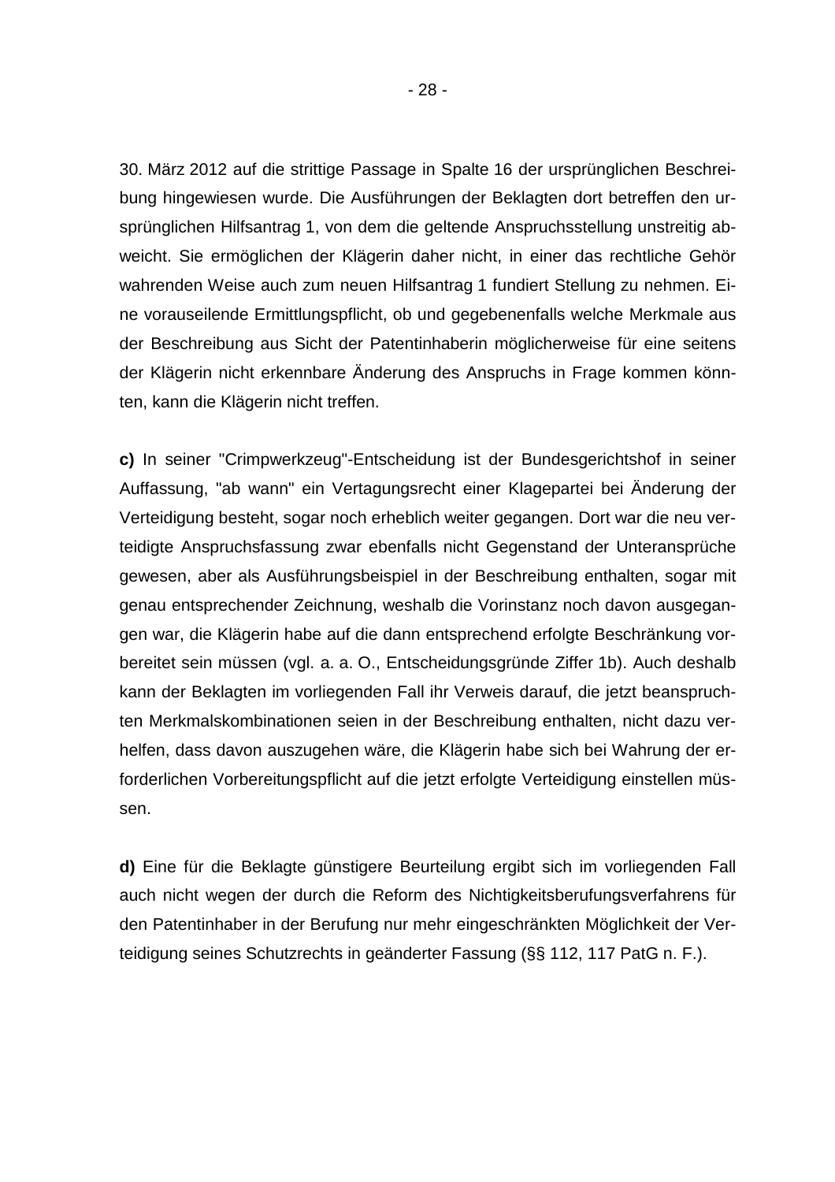30. März 2012 auf die strittige Passage in Spalte 16 der ursprünglichen Beschreibung hingewiesen wurde. Die Ausführungen der Beklagten dort betreffen den ursprünglichen Hilfsantrag 1, von dem die geltende Anspruchsstellung unstreitig abweicht. Sie ermöglichen der Klägerin daher nicht, in einer das rechtliche Gehör wahrenden Weise auch zum neuen Hilfsantrag 1 fundiert Stellung zu nehmen. Eine vorauseilende Ermittlungspflicht, ob und gegebenenfalls welche Merkmale aus der Beschreibung aus Sicht der Patentinhaberin möglicherweise für eine seitens der Klägerin nicht erkennbare Änderung des Anspruchs in Frage kommen könnten, kann die Klägerin nicht treffen.

**c)** In seiner "Crimpwerkzeug"-Entscheidung ist der Bundesgerichtshof in seiner Auffassung, "ab wann" ein Vertagungsrecht einer Klagepartei bei Änderung der Verteidigung besteht, sogar noch erheblich weiter gegangen. Dort war die neu verteidigte Anspruchsfassung zwar ebenfalls nicht Gegenstand der Unteransprüche gewesen, aber als Ausführungsbeispiel in der Beschreibung enthalten, sogar mit genau entsprechender Zeichnung, weshalb die Vorinstanz noch davon ausgegangen war, die Klägerin habe auf die dann entsprechend erfolgte Beschränkung vorbereitet sein müssen (vgl. a. a. O., Entscheidungsgründe Ziffer 1b). Auch deshalb kann der Beklagten im vorliegenden Fall ihr Verweis darauf, die jetzt beanspruchten Merkmalskombinationen seien in der Beschreibung enthalten, nicht dazu verhelfen, dass davon auszugehen wäre, die Klägerin habe sich bei Wahrung der erforderlichen Vorbereitungspflicht auf die jetzt erfolgte Verteidigung einstellen müssen.

**d)** Eine für die Beklagte günstigere Beurteilung ergibt sich im vorliegenden Fall auch nicht wegen der durch die Reform des Nichtigkeitsberufungsverfahrens für den Patentinhaber in der Berufung nur mehr eingeschränkten Möglichkeit der Verteidigung seines Schutzrechts in geänderter Fassung (§§ 112, 117 PatG n. F.).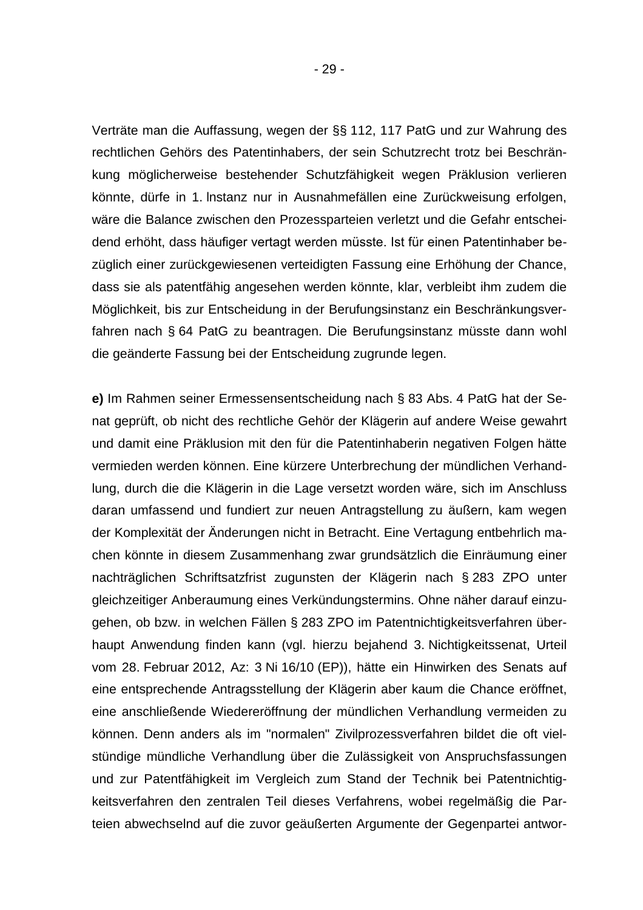Verträte man die Auffassung, wegen der §§ 112, 117 PatG und zur Wahrung des rechtlichen Gehörs des Patentinhabers, der sein Schutzrecht trotz bei Beschränkung möglicherweise bestehender Schutzfähigkeit wegen Präklusion verlieren könnte, dürfe in 1. Instanz nur in Ausnahmefällen eine Zurückweisung erfolgen, wäre die Balance zwischen den Prozessparteien verletzt und die Gefahr entscheidend erhöht, dass häufiger vertagt werden müsste. Ist für einen Patentinhaber bezüglich einer zurückgewiesenen verteidigten Fassung eine Erhöhung der Chance, dass sie als patentfähig angesehen werden könnte, klar, verbleibt ihm zudem die Möglichkeit, bis zur Entscheidung in der Berufungsinstanz ein Beschränkungsverfahren nach § 64 PatG zu beantragen. Die Berufungsinstanz müsste dann wohl die geänderte Fassung bei der Entscheidung zugrunde legen.

**e)** Im Rahmen seiner Ermessensentscheidung nach § 83 Abs. 4 PatG hat der Senat geprüft, ob nicht des rechtliche Gehör der Klägerin auf andere Weise gewahrt und damit eine Präklusion mit den für die Patentinhaberin negativen Folgen hätte vermieden werden können. Eine kürzere Unterbrechung der mündlichen Verhandlung, durch die die Klägerin in die Lage versetzt worden wäre, sich im Anschluss daran umfassend und fundiert zur neuen Antragstellung zu äußern, kam wegen der Komplexität der Änderungen nicht in Betracht. Eine Vertagung entbehrlich machen könnte in diesem Zusammenhang zwar grundsätzlich die Einräumung einer nachträglichen Schriftsatzfrist zugunsten der Klägerin nach § 283 ZPO unter gleichzeitiger Anberaumung eines Verkündungstermins. Ohne näher darauf einzugehen, ob bzw. in welchen Fällen § 283 ZPO im Patentnichtigkeitsverfahren überhaupt Anwendung finden kann (vgl. hierzu bejahend 3. Nichtigkeitssenat, Urteil vom 28. Februar 2012, Az: 3 Ni 16/10 (EP)), hätte ein Hinwirken des Senats auf eine entsprechende Antragsstellung der Klägerin aber kaum die Chance eröffnet, eine anschließende Wiedereröffnung der mündlichen Verhandlung vermeiden zu können. Denn anders als im "normalen" Zivilprozessverfahren bildet die oft vielstündige mündliche Verhandlung über die Zulässigkeit von Anspruchsfassungen und zur Patentfähigkeit im Vergleich zum Stand der Technik bei Patentnichtigkeitsverfahren den zentralen Teil dieses Verfahrens, wobei regelmäßig die Parteien abwechselnd auf die zuvor geäußerten Argumente der Gegenpartei antwor-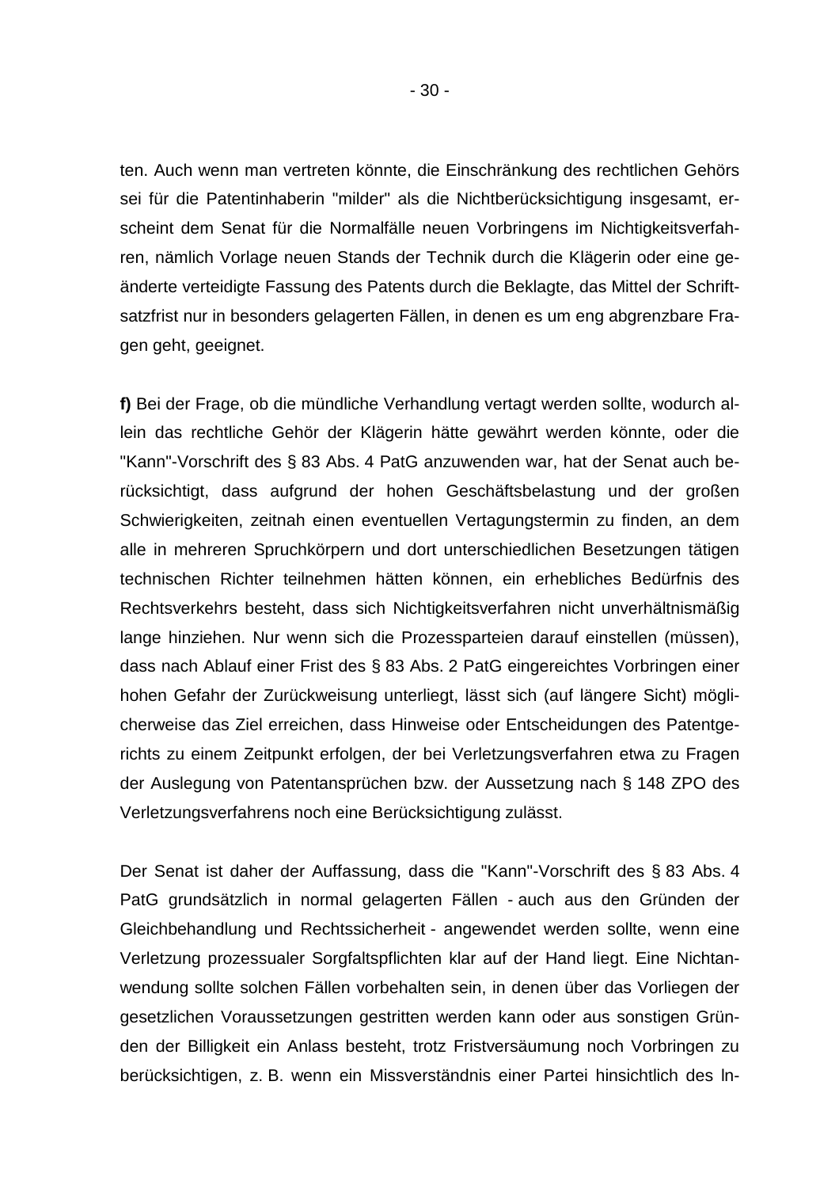ten. Auch wenn man vertreten könnte, die Einschränkung des rechtlichen Gehörs sei für die Patentinhaberin "milder" als die Nichtberücksichtigung insgesamt, erscheint dem Senat für die Normalfälle neuen Vorbringens im Nichtigkeitsverfahren, nämlich Vorlage neuen Stands der Technik durch die Klägerin oder eine geänderte verteidigte Fassung des Patents durch die Beklagte, das Mittel der Schriftsatzfrist nur in besonders gelagerten Fällen, in denen es um eng abgrenzbare Fragen geht, geeignet.

**f)** Bei der Frage, ob die mündliche Verhandlung vertagt werden sollte, wodurch allein das rechtliche Gehör der Klägerin hätte gewährt werden könnte, oder die "Kann"-Vorschrift des § 83 Abs. 4 PatG anzuwenden war, hat der Senat auch berücksichtigt, dass aufgrund der hohen Geschäftsbelastung und der großen Schwierigkeiten, zeitnah einen eventuellen Vertagungstermin zu finden, an dem alle in mehreren Spruchkörpern und dort unterschiedlichen Besetzungen tätigen technischen Richter teilnehmen hätten können, ein erhebliches Bedürfnis des Rechtsverkehrs besteht, dass sich Nichtigkeitsverfahren nicht unverhältnismäßig lange hinziehen. Nur wenn sich die Prozessparteien darauf einstellen (müssen), dass nach Ablauf einer Frist des § 83 Abs. 2 PatG eingereichtes Vorbringen einer hohen Gefahr der Zurückweisung unterliegt, lässt sich (auf längere Sicht) möglicherweise das Ziel erreichen, dass Hinweise oder Entscheidungen des Patentgerichts zu einem Zeitpunkt erfolgen, der bei Verletzungsverfahren etwa zu Fragen der Auslegung von Patentansprüchen bzw. der Aussetzung nach § 148 ZPO des Verletzungsverfahrens noch eine Berücksichtigung zulässt.

Der Senat ist daher der Auffassung, dass die "Kann"-Vorschrift des § 83 Abs. 4 PatG grundsätzlich in normal gelagerten Fällen - auch aus den Gründen der Gleichbehandlung und Rechtssicherheit - angewendet werden sollte, wenn eine Verletzung prozessualer Sorgfaltspflichten klar auf der Hand liegt. Eine Nichtanwendung sollte solchen Fällen vorbehalten sein, in denen über das Vorliegen der gesetzlichen Voraussetzungen gestritten werden kann oder aus sonstigen Gründen der Billigkeit ein Anlass besteht, trotz Fristversäumung noch Vorbringen zu berücksichtigen, z. B. wenn ein Missverständnis einer Partei hinsichtlich des In-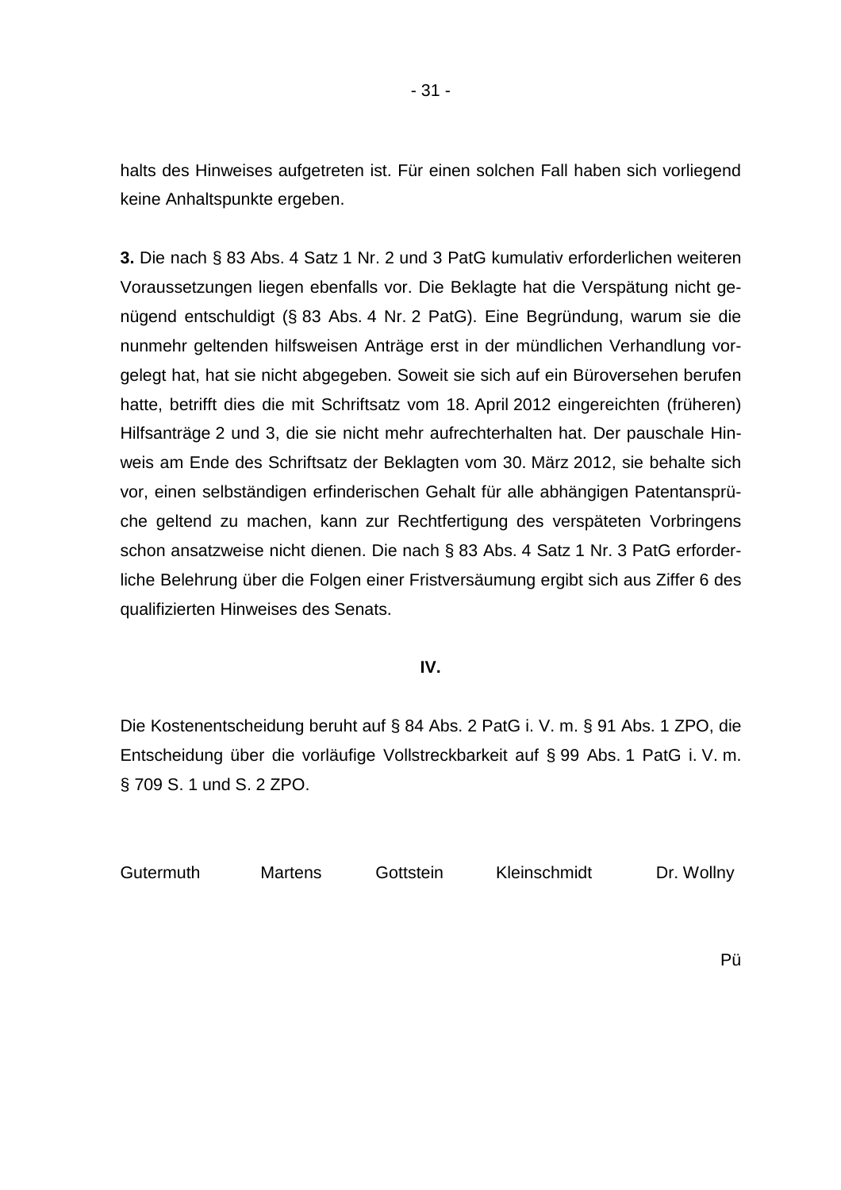halts des Hinweises aufgetreten ist. Für einen solchen Fall haben sich vorliegend keine Anhaltspunkte ergeben.

**3.** Die nach § 83 Abs. 4 Satz 1 Nr. 2 und 3 PatG kumulativ erforderlichen weiteren Voraussetzungen liegen ebenfalls vor. Die Beklagte hat die Verspätung nicht genügend entschuldigt (§ 83 Abs. 4 Nr. 2 PatG). Eine Begründung, warum sie die nunmehr geltenden hilfsweisen Anträge erst in der mündlichen Verhandlung vorgelegt hat, hat sie nicht abgegeben. Soweit sie sich auf ein Büroversehen berufen hatte, betrifft dies die mit Schriftsatz vom 18. April 2012 eingereichten (früheren) Hilfsanträge 2 und 3, die sie nicht mehr aufrechterhalten hat. Der pauschale Hinweis am Ende des Schriftsatz der Beklagten vom 30. März 2012, sie behalte sich vor, einen selbständigen erfinderischen Gehalt für alle abhängigen Patentansprüche geltend zu machen, kann zur Rechtfertigung des verspäteten Vorbringens schon ansatzweise nicht dienen. Die nach § 83 Abs. 4 Satz 1 Nr. 3 PatG erforderliche Belehrung über die Folgen einer Fristversäumung ergibt sich aus Ziffer 6 des qualifizierten Hinweises des Senats.

**IV.**

Die Kostenentscheidung beruht auf § 84 Abs. 2 PatG i. V. m. § 91 Abs. 1 ZPO, die Entscheidung über die vorläufige Vollstreckbarkeit auf § 99 Abs. 1 PatG i. V. m. § 709 S. 1 und S. 2 ZPO.

Gutermuth Martens Gottstein Kleinschmidt Dr. Wollny

Pü